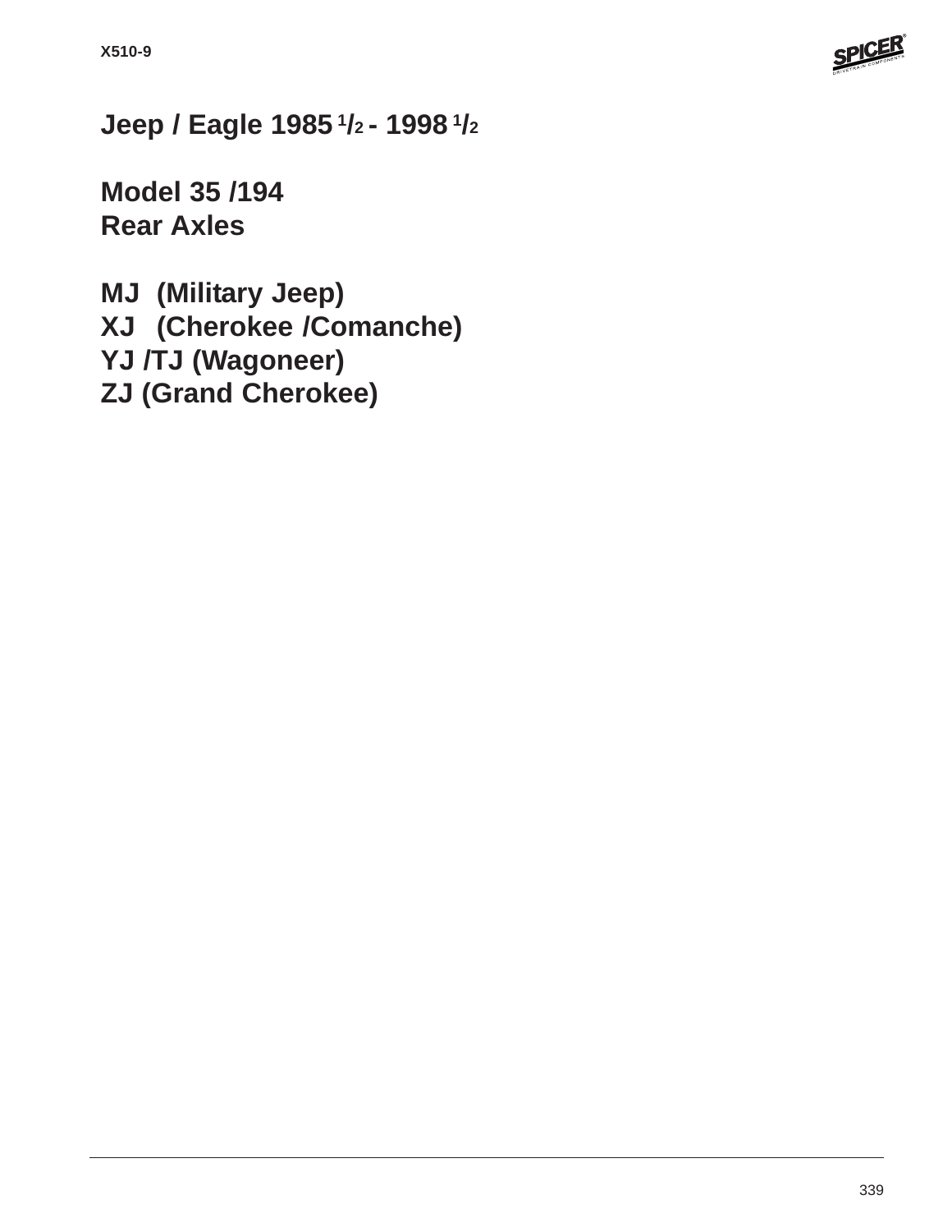# Jeep / Eagle 1985 1/2 - 1998 1/2

## Model 35 /194
## Rear Axles

## MJ (Military Jeep)
## XJ (Cherokee /Comanche)
## YJ /TJ (Wagoneer)
## ZJ (Grand Cherokee)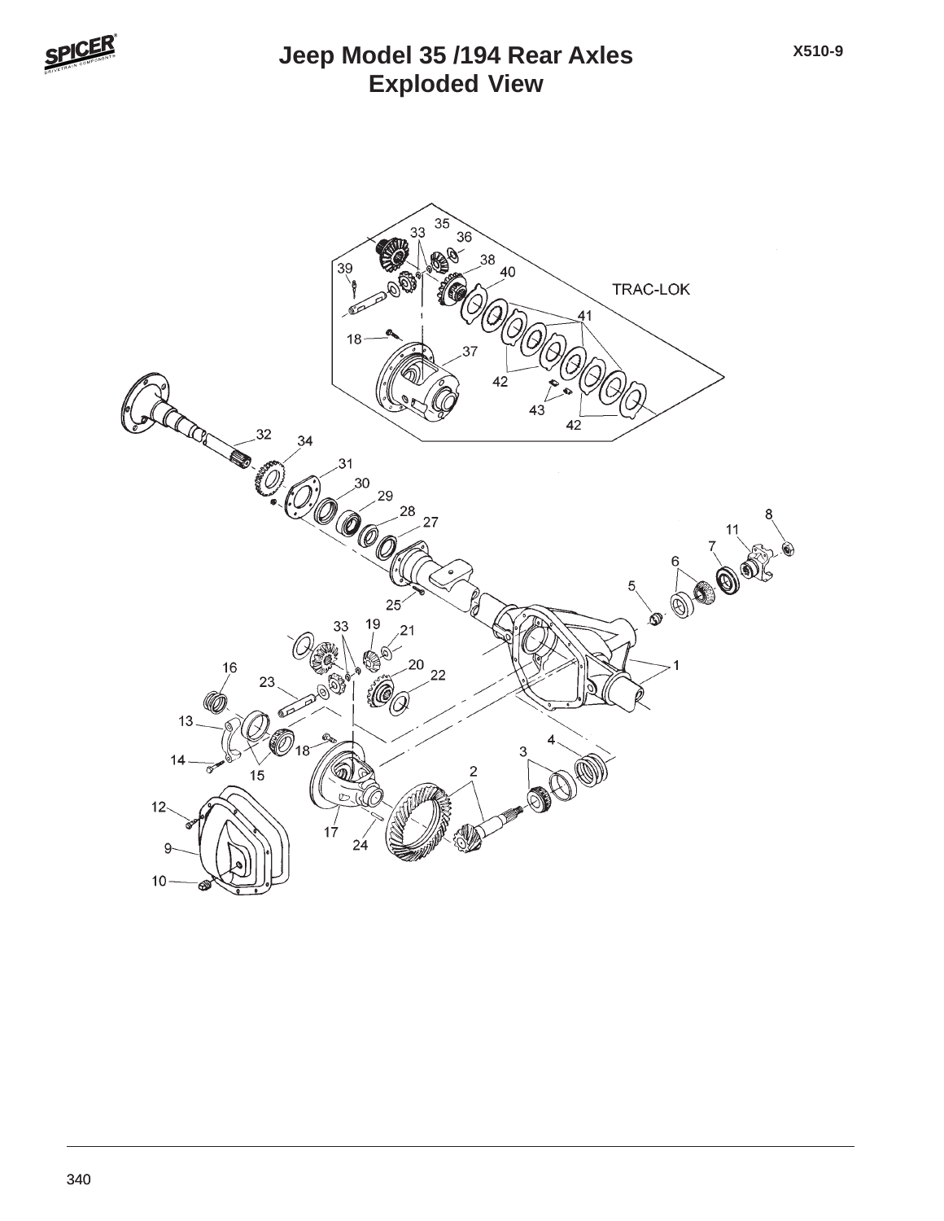# Jeep Model 35 /194 Rear Axles
## Exploded View

X510-9

TRAC-LOK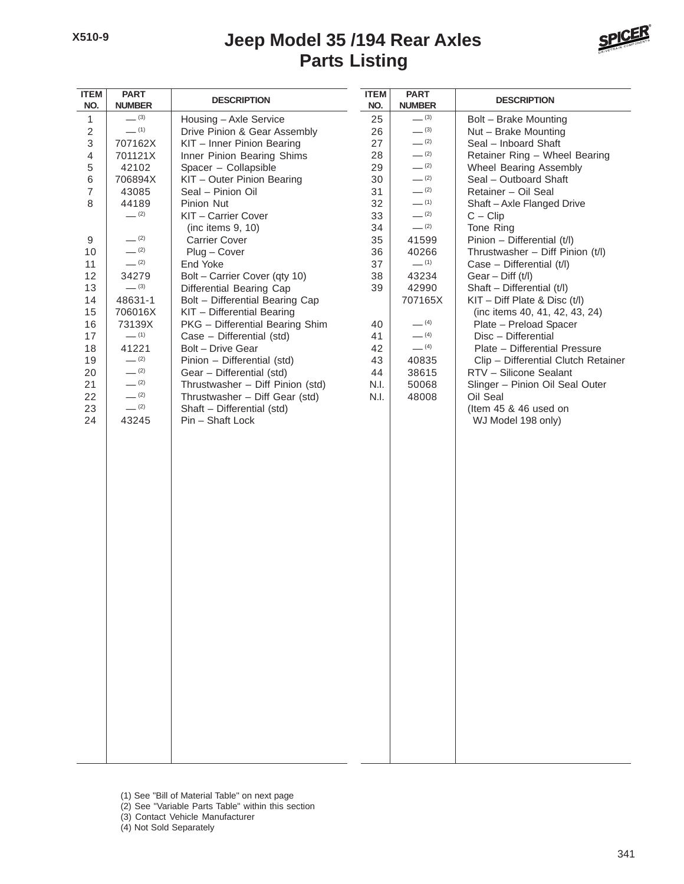# Jeep Model 35 /194 Rear Axles
## Parts Listing

X510-9

| ITEM NO. | PART NUMBER | DESCRIPTION |
|---|---|---|
| 1 | — (3) | Housing – Axle Service |
| 2 | — (1) | Drive Pinion & Gear Assembly |
| 3 | 707162X | KIT – Inner Pinion Bearing |
| 4 | 701121X | Inner Pinion Bearing Shims |
| 5 | 42102 | Spacer – Collapsible |
| 6 | 706894X | KIT – Outer Pinion Bearing |
| 7 | 43085 | Seal – Pinion Oil |
| 8 | 44189 | Pinion Nut |
| | — (2) | KIT – Carrier Cover (inc items 9, 10) |
| 9 | — (2) | Carrier Cover |
| 10 | — (2) | Plug – Cover |
| 11 | — (2) | End Yoke |
| 12 | 34279 | Bolt – Carrier Cover (qty 10) |
| 13 | — (3) | Differential Bearing Cap |
| 14 | 48631-1 | Bolt – Differential Bearing Cap |
| 15 | 706016X | KIT – Differential Bearing |
| 16 | 73139X | PKG – Differential Bearing Shim |
| 17 | — (1) | Case – Differential (std) |
| 18 | 41221 | Bolt – Drive Gear |
| 19 | — (2) | Pinion – Differential (std) |
| 20 | — (2) | Gear – Differential (std) |
| 21 | — (2) | Thrustwasher – Diff Pinion (std) |
| 22 | — (2) | Thrustwasher – Diff Gear (std) |
| 23 | — (2) | Shaft – Differential (std) |
| 24 | 43245 | Pin – Shaft Lock |
| 25 | — (3) | Bolt – Brake Mounting |
| 26 | — (3) | Nut – Brake Mounting |
| 27 | — (2) | Seal – Inboard Shaft |
| 28 | — (2) | Retainer Ring – Wheel Bearing |
| 29 | — (2) | Wheel Bearing Assembly |
| 30 | — (2) | Seal – Outboard Shaft |
| 31 | — (2) | Retainer – Oil Seal |
| 32 | — (1) | Shaft – Axle Flanged Drive |
| 33 | — (2) | C – Clip |
| 34 | — (2) | Tone Ring |
| 35 | 41599 | Pinion – Differential (t/l) |
| 36 | 40266 | Thrustwasher – Diff Pinion (t/l) |
| 37 | — (1) | Case – Differential (t/l) |
| 38 | 43234 | Gear – Diff (t/l) |
| 39 | 42990 | Shaft – Differential (t/l) |
| | 707165X | KIT – Diff Plate & Disc (t/l) (inc items 40, 41, 42, 43, 24) |
| 40 | — (4) | Plate – Preload Spacer |
| 41 | — (4) | Disc – Differential |
| 42 | — (4) | Plate – Differential Pressure |
| 43 | 40835 | Clip – Differential Clutch Retainer |
| 44 | 38615 | RTV – Silicone Sealant |
| N.I. | 50068 | Slinger – Pinion Oil Seal Outer |
| N.I. | 48008 | Oil Seal |
| | | (Item 45 & 46 used on WJ Model 198 only) |

(1) See "Bill of Material Table" on next page
(2) See "Variable Parts Table" within this section
(3) Contact Vehicle Manufacturer
(4) Not Sold Separately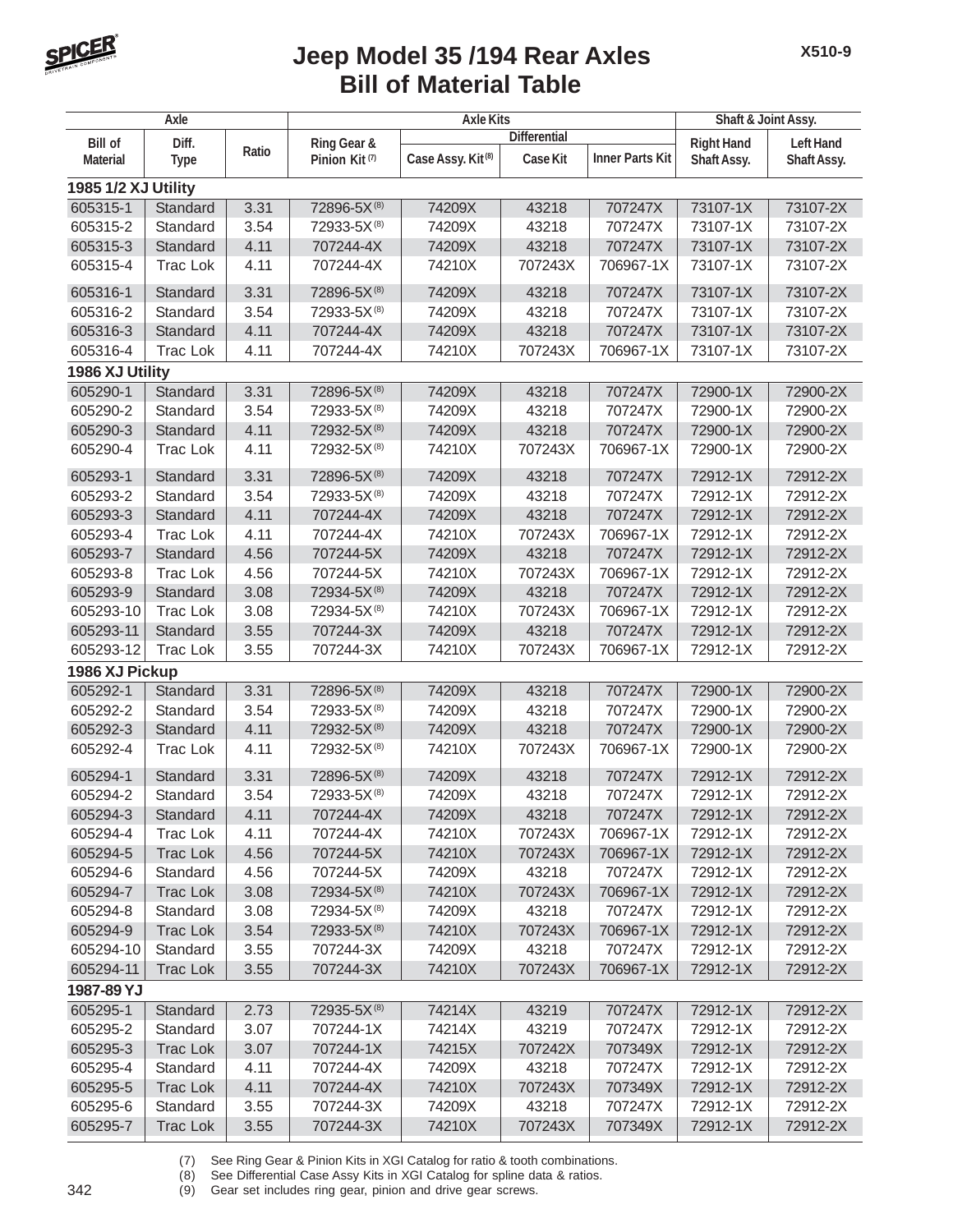# Jeep Model 35 /194 Rear Axles
## Bill of Material Table

| Axle | | | Axle Kits | | | | Shaft & Joint Assy. | |
|---|---|---|---|---|---|---|---|---|
| | | | | Differential | | | | |
| Bill of Material | Diff. Type | Ratio | Ring Gear & Pinion Kit (7) | Case Assy. Kit (8) | Case Kit | Inner Parts Kit | Right Hand Shaft Assy. | Left Hand Shaft Assy. |
| **1985 1/2 XJ Utility** | | | | | | | | |
| 605315-1 | Standard | 3.31 | 72896-5X (8) | 74209X | 43218 | 707247X | 73107-1X | 73107-2X |
| 605315-2 | Standard | 3.54 | 72933-5X (8) | 74209X | 43218 | 707247X | 73107-1X | 73107-2X |
| 605315-3 | Standard | 4.11 | 707244-4X | 74209X | 43218 | 707247X | 73107-1X | 73107-2X |
| 605315-4 | Trac Lok | 4.11 | 707244-4X | 74210X | 707243X | 706967-1X | 73107-1X | 73107-2X |
| 605316-1 | Standard | 3.31 | 72896-5X (8) | 74209X | 43218 | 707247X | 73107-1X | 73107-2X |
| 605316-2 | Standard | 3.54 | 72933-5X (8) | 74209X | 43218 | 707247X | 73107-1X | 73107-2X |
| 605316-3 | Standard | 4.11 | 707244-4X | 74209X | 43218 | 707247X | 73107-1X | 73107-2X |
| 605316-4 | Trac Lok | 4.11 | 707244-4X | 74210X | 707243X | 706967-1X | 73107-1X | 73107-2X |
| **1986 XJ Utility** | | | | | | | | |
| 605290-1 | Standard | 3.31 | 72896-5X (8) | 74209X | 43218 | 707247X | 72900-1X | 72900-2X |
| 605290-2 | Standard | 3.54 | 72933-5X (8) | 74209X | 43218 | 707247X | 72900-1X | 72900-2X |
| 605290-3 | Standard | 4.11 | 72932-5X (8) | 74209X | 43218 | 707247X | 72900-1X | 72900-2X |
| 605290-4 | Trac Lok | 4.11 | 72932-5X (8) | 74210X | 707243X | 706967-1X | 72900-1X | 72900-2X |
| 605293-1 | Standard | 3.31 | 72896-5X (8) | 74209X | 43218 | 707247X | 72912-1X | 72912-2X |
| 605293-2 | Standard | 3.54 | 72933-5X (8) | 74209X | 43218 | 707247X | 72912-1X | 72912-2X |
| 605293-3 | Standard | 4.11 | 707244-4X | 74209X | 43218 | 707247X | 72912-1X | 72912-2X |
| 605293-4 | Trac Lok | 4.11 | 707244-4X | 74210X | 707243X | 706967-1X | 72912-1X | 72912-2X |
| 605293-7 | Standard | 4.56 | 707244-5X | 74209X | 43218 | 707247X | 72912-1X | 72912-2X |
| 605293-8 | Trac Lok | 4.56 | 707244-5X | 74210X | 707243X | 706967-1X | 72912-1X | 72912-2X |
| 605293-9 | Standard | 3.08 | 72934-5X (8) | 74209X | 43218 | 707247X | 72912-1X | 72912-2X |
| 605293-10 | Trac Lok | 3.08 | 72934-5X (8) | 74210X | 707243X | 706967-1X | 72912-1X | 72912-2X |
| 605293-11 | Standard | 3.55 | 707244-3X | 74209X | 43218 | 707247X | 72912-1X | 72912-2X |
| 605293-12 | Trac Lok | 3.55 | 707244-3X | 74210X | 707243X | 706967-1X | 72912-1X | 72912-2X |
| **1986 XJ Pickup** | | | | | | | | |
| 605292-1 | Standard | 3.31 | 72896-5X (8) | 74209X | 43218 | 707247X | 72900-1X | 72900-2X |
| 605292-2 | Standard | 3.54 | 72933-5X (8) | 74209X | 43218 | 707247X | 72900-1X | 72900-2X |
| 605292-3 | Standard | 4.11 | 72932-5X (8) | 74209X | 43218 | 707247X | 72900-1X | 72900-2X |
| 605292-4 | Trac Lok | 4.11 | 72932-5X (8) | 74210X | 707243X | 706967-1X | 72900-1X | 72900-2X |
| 605294-1 | Standard | 3.31 | 72896-5X (8) | 74209X | 43218 | 707247X | 72912-1X | 72912-2X |
| 605294-2 | Standard | 3.54 | 72933-5X (8) | 74209X | 43218 | 707247X | 72912-1X | 72912-2X |
| 605294-3 | Standard | 4.11 | 707244-4X | 74209X | 43218 | 707247X | 72912-1X | 72912-2X |
| 605294-4 | Trac Lok | 4.11 | 707244-4X | 74210X | 707243X | 706967-1X | 72912-1X | 72912-2X |
| 605294-5 | Trac Lok | 4.56 | 707244-5X | 74210X | 707243X | 706967-1X | 72912-1X | 72912-2X |
| 605294-6 | Standard | 4.56 | 707244-5X | 74209X | 43218 | 707247X | 72912-1X | 72912-2X |
| 605294-7 | Trac Lok | 3.08 | 72934-5X (8) | 74210X | 707243X | 706967-1X | 72912-1X | 72912-2X |
| 605294-8 | Standard | 3.08 | 72934-5X (8) | 74209X | 43218 | 707247X | 72912-1X | 72912-2X |
| 605294-9 | Trac Lok | 3.54 | 72933-5X (8) | 74210X | 707243X | 706967-1X | 72912-1X | 72912-2X |
| 605294-10 | Standard | 3.55 | 707244-3X | 74209X | 43218 | 707247X | 72912-1X | 72912-2X |
| 605294-11 | Trac Lok | 3.55 | 707244-3X | 74210X | 707243X | 706967-1X | 72912-1X | 72912-2X |
| **1987-89 YJ** | | | | | | | | |
| 605295-1 | Standard | 2.73 | 72935-5X (8) | 74214X | 43219 | 707247X | 72912-1X | 72912-2X |
| 605295-2 | Standard | 3.07 | 707244-1X | 74214X | 43219 | 707247X | 72912-1X | 72912-2X |
| 605295-3 | Trac Lok | 3.07 | 707244-1X | 74215X | 707242X | 707349X | 72912-1X | 72912-2X |
| 605295-4 | Standard | 4.11 | 707244-4X | 74209X | 43218 | 707247X | 72912-1X | 72912-2X |
| 605295-5 | Trac Lok | 4.11 | 707244-4X | 74210X | 707243X | 707349X | 72912-1X | 72912-2X |
| 605295-6 | Standard | 3.55 | 707244-3X | 74209X | 43218 | 707247X | 72912-1X | 72912-2X |
| 605295-7 | Trac Lok | 3.55 | 707244-3X | 74210X | 707243X | 707349X | 72912-1X | 72912-2X |

(7) See Ring Gear & Pinion Kits in XGI Catalog for ratio & tooth combinations.
(8) See Differential Case Assy Kits in XGI Catalog for spline data & ratios.
(9) Gear set includes ring gear, pinion and drive gear screws.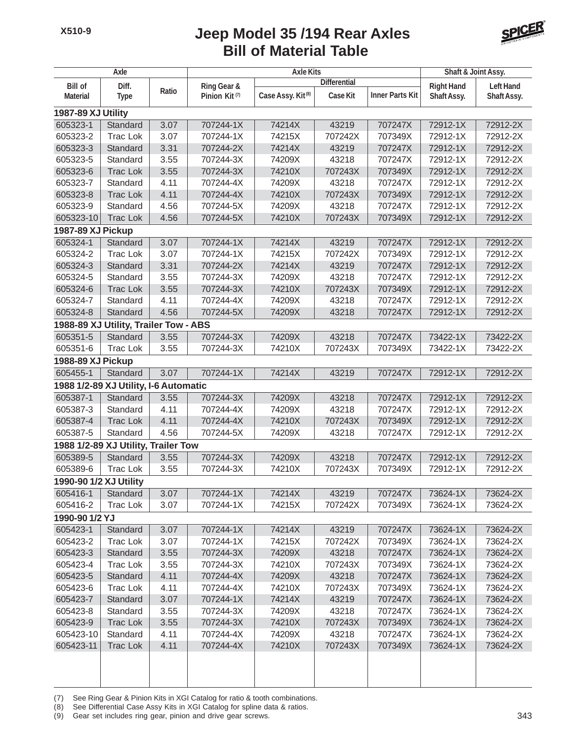# Jeep Model 35 /194 Rear Axles
## Bill of Material Table

| Axle | | | Axle Kits | | | | Shaft & Joint Assy. | |
|---|---|---|---|---|---|---|---|---|
| | | | | Differential | | | | |
| Bill of Material | Diff. Type | Ratio | Ring Gear & Pinion Kit (7) | Case Assy. Kit (8) | Case Kit | Inner Parts Kit | Right Hand Shaft Assy. | Left Hand Shaft Assy. |
| **1987-89 XJ Utility** | | | | | | | | |
| 605323-1 | Standard | 3.07 | 707244-1X | 74214X | 43219 | 707247X | 72912-1X | 72912-2X |
| 605323-2 | Trac Lok | 3.07 | 707244-1X | 74215X | 707242X | 707349X | 72912-1X | 72912-2X |
| 605323-3 | Standard | 3.31 | 707244-2X | 74214X | 43219 | 707247X | 72912-1X | 72912-2X |
| 605323-5 | Standard | 3.55 | 707244-3X | 74209X | 43218 | 707247X | 72912-1X | 72912-2X |
| 605323-6 | Trac Lok | 3.55 | 707244-3X | 74210X | 707243X | 707349X | 72912-1X | 72912-2X |
| 605323-7 | Standard | 4.11 | 707244-4X | 74209X | 43218 | 707247X | 72912-1X | 72912-2X |
| 605323-8 | Trac Lok | 4.11 | 707244-4X | 74210X | 707243X | 707349X | 72912-1X | 72912-2X |
| 605323-9 | Standard | 4.56 | 707244-5X | 74209X | 43218 | 707247X | 72912-1X | 72912-2X |
| 605323-10 | Trac Lok | 4.56 | 707244-5X | 74210X | 707243X | 707349X | 72912-1X | 72912-2X |
| **1987-89 XJ Pickup** | | | | | | | | |
| 605324-1 | Standard | 3.07 | 707244-1X | 74214X | 43219 | 707247X | 72912-1X | 72912-2X |
| 605324-2 | Trac Lok | 3.07 | 707244-1X | 74215X | 707242X | 707349X | 72912-1X | 72912-2X |
| 605324-3 | Standard | 3.31 | 707244-2X | 74214X | 43219 | 707247X | 72912-1X | 72912-2X |
| 605324-5 | Standard | 3.55 | 707244-3X | 74209X | 43218 | 707247X | 72912-1X | 72912-2X |
| 605324-6 | Trac Lok | 3.55 | 707244-3X | 74210X | 707243X | 707349X | 72912-1X | 72912-2X |
| 605324-7 | Standard | 4.11 | 707244-4X | 74209X | 43218 | 707247X | 72912-1X | 72912-2X |
| 605324-8 | Standard | 4.56 | 707244-5X | 74209X | 43218 | 707247X | 72912-1X | 72912-2X |
| **1988-89 XJ Utility, Trailer Tow - ABS** | | | | | | | | |
| 605351-5 | Standard | 3.55 | 707244-3X | 74209X | 43218 | 707247X | 73422-1X | 73422-2X |
| 605351-6 | Trac Lok | 3.55 | 707244-3X | 74210X | 707243X | 707349X | 73422-1X | 73422-2X |
| **1988-89 XJ Pickup** | | | | | | | | |
| 605455-1 | Standard | 3.07 | 707244-1X | 74214X | 43219 | 707247X | 72912-1X | 72912-2X |
| **1988 1/2-89 XJ Utility, I-6 Automatic** | | | | | | | | |
| 605387-1 | Standard | 3.55 | 707244-3X | 74209X | 43218 | 707247X | 72912-1X | 72912-2X |
| 605387-3 | Standard | 4.11 | 707244-4X | 74209X | 43218 | 707247X | 72912-1X | 72912-2X |
| 605387-4 | Trac Lok | 4.11 | 707244-4X | 74210X | 707243X | 707349X | 72912-1X | 72912-2X |
| 605387-5 | Standard | 4.56 | 707244-5X | 74209X | 43218 | 707247X | 72912-1X | 72912-2X |
| **1988 1/2-89 XJ Utility, Trailer Tow** | | | | | | | | |
| 605389-5 | Standard | 3.55 | 707244-3X | 74209X | 43218 | 707247X | 72912-1X | 72912-2X |
| 605389-6 | Trac Lok | 3.55 | 707244-3X | 74210X | 707243X | 707349X | 72912-1X | 72912-2X |
| **1990-90 1/2 XJ Utility** | | | | | | | | |
| 605416-1 | Standard | 3.07 | 707244-1X | 74214X | 43219 | 707247X | 73624-1X | 73624-2X |
| 605416-2 | Trac Lok | 3.07 | 707244-1X | 74215X | 707242X | 707349X | 73624-1X | 73624-2X |
| **1990-90 1/2 YJ** | | | | | | | | |
| 605423-1 | Standard | 3.07 | 707244-1X | 74214X | 43219 | 707247X | 73624-1X | 73624-2X |
| 605423-2 | Trac Lok | 3.07 | 707244-1X | 74215X | 707242X | 707349X | 73624-1X | 73624-2X |
| 605423-3 | Standard | 3.55 | 707244-3X | 74209X | 43218 | 707247X | 73624-1X | 73624-2X |
| 605423-4 | Trac Lok | 3.55 | 707244-3X | 74210X | 707243X | 707349X | 73624-1X | 73624-2X |
| 605423-5 | Standard | 4.11 | 707244-4X | 74209X | 43218 | 707247X | 73624-1X | 73624-2X |
| 605423-6 | Trac Lok | 4.11 | 707244-4X | 74210X | 707243X | 707349X | 73624-1X | 73624-2X |
| 605423-7 | Standard | 3.07 | 707244-1X | 74214X | 43219 | 707247X | 73624-1X | 73624-2X |
| 605423-8 | Standard | 3.55 | 707244-3X | 74209X | 43218 | 707247X | 73624-1X | 73624-2X |
| 605423-9 | Trac Lok | 3.55 | 707244-3X | 74210X | 707243X | 707349X | 73624-1X | 73624-2X |
| 605423-10 | Standard | 4.11 | 707244-4X | 74209X | 43218 | 707247X | 73624-1X | 73624-2X |
| 605423-11 | Trac Lok | 4.11 | 707244-4X | 74210X | 707243X | 707349X | 73624-1X | 73624-2X |

(7) See Ring Gear & Pinion Kits in XGI Catalog for ratio & tooth combinations.
(8) See Differential Case Assy Kits in XGI Catalog for spline data & ratios.
(9) Gear set includes ring gear, pinion and drive gear screws.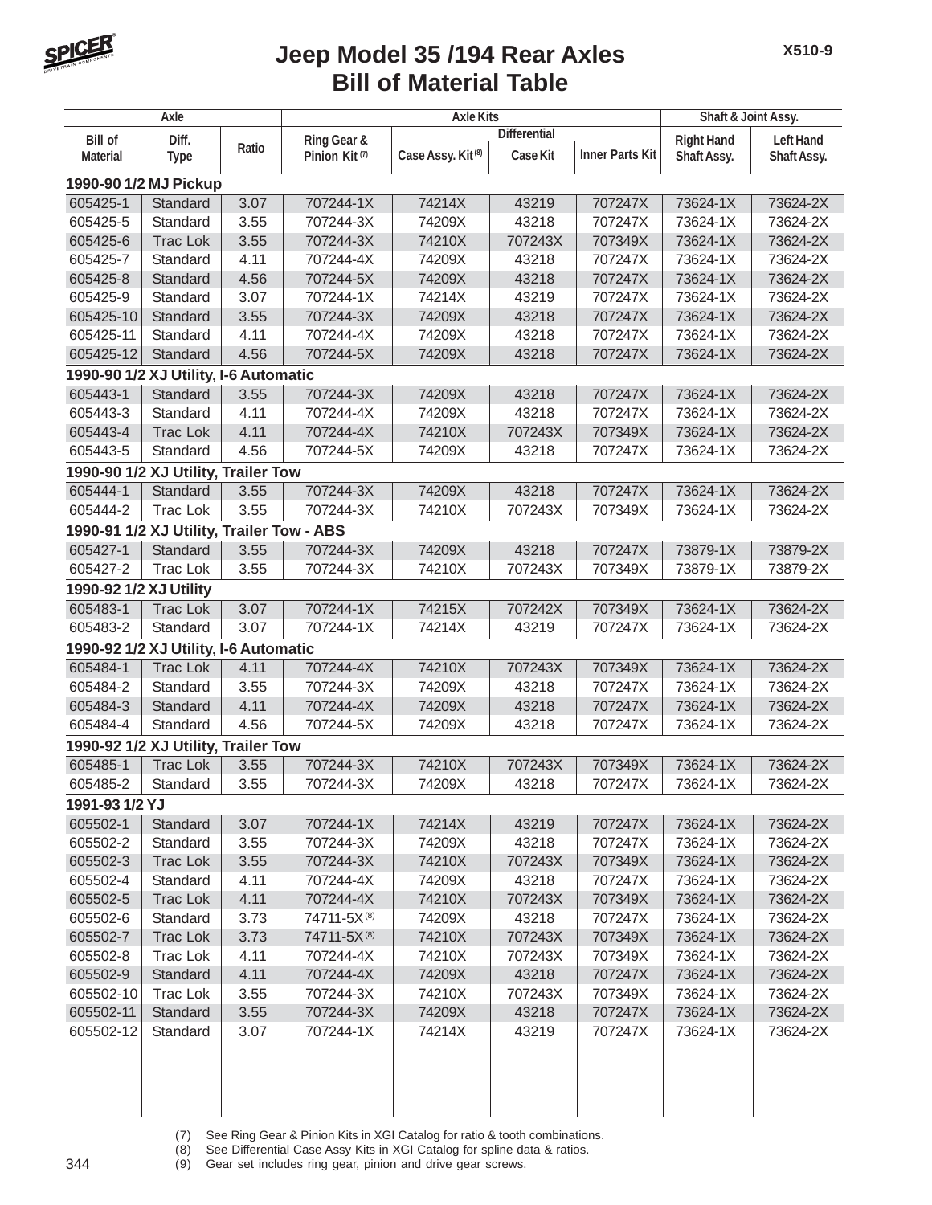# Jeep Model 35 /194 Rear Axles
## Bill of Material Table

| Axle | | | Axle Kits | | | | Shaft & Joint Assy. | |
|---|---|---|---|---|---|---|---|---|
| | | | | Differential | | | | |
| Bill of Material | Diff. Type | Ratio | Ring Gear & Pinion Kit (7) | Case Assy. Kit (8) | Case Kit | Inner Parts Kit | Right Hand Shaft Assy. | Left Hand Shaft Assy. |
| **1990-90 1/2 MJ Pickup** | | | | | | | | |
| 605425-1 | Standard | 3.07 | 707244-1X | 74214X | 43219 | 707247X | 73624-1X | 73624-2X |
| 605425-5 | Standard | 3.55 | 707244-3X | 74209X | 43218 | 707247X | 73624-1X | 73624-2X |
| 605425-6 | Trac Lok | 3.55 | 707244-3X | 74210X | 707243X | 707349X | 73624-1X | 73624-2X |
| 605425-7 | Standard | 4.11 | 707244-4X | 74209X | 43218 | 707247X | 73624-1X | 73624-2X |
| 605425-8 | Standard | 4.56 | 707244-5X | 74209X | 43218 | 707247X | 73624-1X | 73624-2X |
| 605425-9 | Standard | 3.07 | 707244-1X | 74214X | 43219 | 707247X | 73624-1X | 73624-2X |
| 605425-10 | Standard | 3.55 | 707244-3X | 74209X | 43218 | 707247X | 73624-1X | 73624-2X |
| 605425-11 | Standard | 4.11 | 707244-4X | 74209X | 43218 | 707247X | 73624-1X | 73624-2X |
| 605425-12 | Standard | 4.56 | 707244-5X | 74209X | 43218 | 707247X | 73624-1X | 73624-2X |
| **1990-90 1/2 XJ Utility, I-6 Automatic** | | | | | | | | |
| 605443-1 | Standard | 3.55 | 707244-3X | 74209X | 43218 | 707247X | 73624-1X | 73624-2X |
| 605443-3 | Standard | 4.11 | 707244-4X | 74209X | 43218 | 707247X | 73624-1X | 73624-2X |
| 605443-4 | Trac Lok | 4.11 | 707244-4X | 74210X | 707243X | 707349X | 73624-1X | 73624-2X |
| 605443-5 | Standard | 4.56 | 707244-5X | 74209X | 43218 | 707247X | 73624-1X | 73624-2X |
| **1990-90 1/2 XJ Utility, Trailer Tow** | | | | | | | | |
| 605444-1 | Standard | 3.55 | 707244-3X | 74209X | 43218 | 707247X | 73624-1X | 73624-2X |
| 605444-2 | Trac Lok | 3.55 | 707244-3X | 74210X | 707243X | 707349X | 73624-1X | 73624-2X |
| **1990-91 1/2 XJ Utility, Trailer Tow - ABS** | | | | | | | | |
| 605427-1 | Standard | 3.55 | 707244-3X | 74209X | 43218 | 707247X | 73879-1X | 73879-2X |
| 605427-2 | Trac Lok | 3.55 | 707244-3X | 74210X | 707243X | 707349X | 73879-1X | 73879-2X |
| **1990-92 1/2 XJ Utility** | | | | | | | | |
| 605483-1 | Trac Lok | 3.07 | 707244-1X | 74215X | 707242X | 707349X | 73624-1X | 73624-2X |
| 605483-2 | Standard | 3.07 | 707244-1X | 74214X | 43219 | 707247X | 73624-1X | 73624-2X |
| **1990-92 1/2 XJ Utility, I-6 Automatic** | | | | | | | | |
| 605484-1 | Trac Lok | 4.11 | 707244-4X | 74210X | 707243X | 707349X | 73624-1X | 73624-2X |
| 605484-2 | Standard | 3.55 | 707244-3X | 74209X | 43218 | 707247X | 73624-1X | 73624-2X |
| 605484-3 | Standard | 4.11 | 707244-4X | 74209X | 43218 | 707247X | 73624-1X | 73624-2X |
| 605484-4 | Standard | 4.56 | 707244-5X | 74209X | 43218 | 707247X | 73624-1X | 73624-2X |
| **1990-92 1/2 XJ Utility, Trailer Tow** | | | | | | | | |
| 605485-1 | Trac Lok | 3.55 | 707244-3X | 74210X | 707243X | 707349X | 73624-1X | 73624-2X |
| 605485-2 | Standard | 3.55 | 707244-3X | 74209X | 43218 | 707247X | 73624-1X | 73624-2X |
| **1991-93 1/2 YJ** | | | | | | | | |
| 605502-1 | Standard | 3.07 | 707244-1X | 74214X | 43219 | 707247X | 73624-1X | 73624-2X |
| 605502-2 | Standard | 3.55 | 707244-3X | 74209X | 43218 | 707247X | 73624-1X | 73624-2X |
| 605502-3 | Trac Lok | 3.55 | 707244-3X | 74210X | 707243X | 707349X | 73624-1X | 73624-2X |
| 605502-4 | Standard | 4.11 | 707244-4X | 74209X | 43218 | 707247X | 73624-1X | 73624-2X |
| 605502-5 | Trac Lok | 4.11 | 707244-4X | 74210X | 707243X | 707349X | 73624-1X | 73624-2X |
| 605502-6 | Standard | 3.73 | 74711-5X (8) | 74209X | 43218 | 707247X | 73624-1X | 73624-2X |
| 605502-7 | Trac Lok | 3.73 | 74711-5X (8) | 74210X | 707243X | 707349X | 73624-1X | 73624-2X |
| 605502-8 | Trac Lok | 4.11 | 707244-4X | 74210X | 707243X | 707349X | 73624-1X | 73624-2X |
| 605502-9 | Standard | 4.11 | 707244-4X | 74209X | 43218 | 707247X | 73624-1X | 73624-2X |
| 605502-10 | Trac Lok | 3.55 | 707244-3X | 74210X | 707243X | 707349X | 73624-1X | 73624-2X |
| 605502-11 | Standard | 3.55 | 707244-3X | 74209X | 43218 | 707247X | 73624-1X | 73624-2X |
| 605502-12 | Standard | 3.07 | 707244-1X | 74214X | 43219 | 707247X | 73624-1X | 73624-2X |

(7) See Ring Gear & Pinion Kits in XGI Catalog for ratio & tooth combinations.
(8) See Differential Case Assy Kits in XGI Catalog for spline data & ratios.
(9) Gear set includes ring gear, pinion and drive gear screws.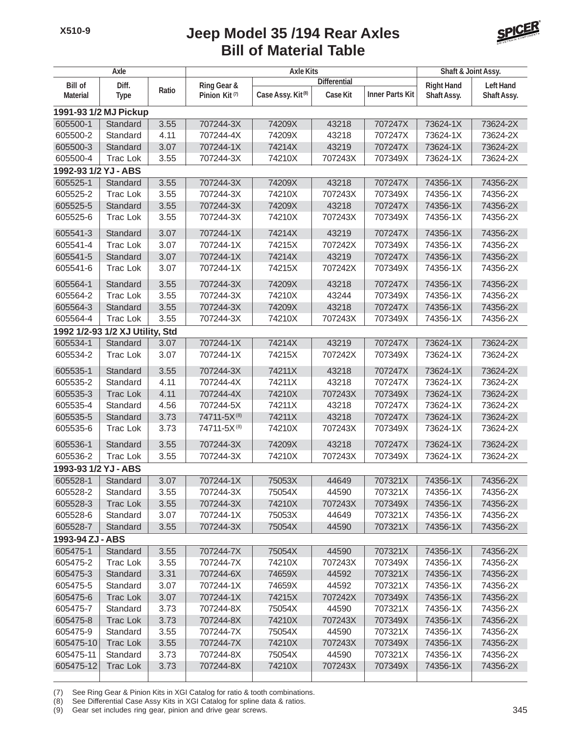# Jeep Model 35 /194 Rear Axles
## Bill of Material Table

| Axle | | | Axle Kits | | | | Shaft & Joint Assy. | |
|---|---|---|---|---|---|---|---|---|
| | | | | Differential | | | | |
| Bill of Material | Diff. Type | Ratio | Ring Gear & Pinion Kit (7) | Case Assy. Kit (8) | Case Kit | Inner Parts Kit | Right Hand Shaft Assy. | Left Hand Shaft Assy. |
| **1991-93 1/2 MJ Pickup** | | | | | | | | |
| 605500-1 | Standard | 3.55 | 707244-3X | 74209X | 43218 | 707247X | 73624-1X | 73624-2X |
| 605500-2 | Standard | 4.11 | 707244-4X | 74209X | 43218 | 707247X | 73624-1X | 73624-2X |
| 605500-3 | Standard | 3.07 | 707244-1X | 74214X | 43219 | 707247X | 73624-1X | 73624-2X |
| 605500-4 | Trac Lok | 3.55 | 707244-3X | 74210X | 707243X | 707349X | 73624-1X | 73624-2X |
| **1992-93 1/2 YJ - ABS** | | | | | | | | |
| 605525-1 | Standard | 3.55 | 707244-3X | 74209X | 43218 | 707247X | 74356-1X | 74356-2X |
| 605525-2 | Trac Lok | 3.55 | 707244-3X | 74210X | 707243X | 707349X | 74356-1X | 74356-2X |
| 605525-5 | Standard | 3.55 | 707244-3X | 74209X | 43218 | 707247X | 74356-1X | 74356-2X |
| 605525-6 | Trac Lok | 3.55 | 707244-3X | 74210X | 707243X | 707349X | 74356-1X | 74356-2X |
| 605541-3 | Standard | 3.07 | 707244-1X | 74214X | 43219 | 707247X | 74356-1X | 74356-2X |
| 605541-4 | Trac Lok | 3.07 | 707244-1X | 74215X | 707242X | 707349X | 74356-1X | 74356-2X |
| 605541-5 | Standard | 3.07 | 707244-1X | 74214X | 43219 | 707247X | 74356-1X | 74356-2X |
| 605541-6 | Trac Lok | 3.07 | 707244-1X | 74215X | 707242X | 707349X | 74356-1X | 74356-2X |
| 605564-1 | Standard | 3.55 | 707244-3X | 74209X | 43218 | 707247X | 74356-1X | 74356-2X |
| 605564-2 | Trac Lok | 3.55 | 707244-3X | 74210X | 43244 | 707349X | 74356-1X | 74356-2X |
| 605564-3 | Standard | 3.55 | 707244-3X | 74209X | 43218 | 707247X | 74356-1X | 74356-2X |
| 605564-4 | Trac Lok | 3.55 | 707244-3X | 74210X | 707243X | 707349X | 74356-1X | 74356-2X |
| **1992 1/2-93 1/2 XJ Utility, Std** | | | | | | | | |
| 605534-1 | Standard | 3.07 | 707244-1X | 74214X | 43219 | 707247X | 73624-1X | 73624-2X |
| 605534-2 | Trac Lok | 3.07 | 707244-1X | 74215X | 707242X | 707349X | 73624-1X | 73624-2X |
| 605535-1 | Standard | 3.55 | 707244-3X | 74211X | 43218 | 707247X | 73624-1X | 73624-2X |
| 605535-2 | Standard | 4.11 | 707244-4X | 74211X | 43218 | 707247X | 73624-1X | 73624-2X |
| 605535-3 | Trac Lok | 4.11 | 707244-4X | 74210X | 707243X | 707349X | 73624-1X | 73624-2X |
| 605535-4 | Standard | 4.56 | 707244-5X | 74211X | 43218 | 707247X | 73624-1X | 73624-2X |
| 605535-5 | Standard | 3.73 | 74711-5X (8) | 74211X | 43218 | 707247X | 73624-1X | 73624-2X |
| 605535-6 | Trac Lok | 3.73 | 74711-5X (8) | 74210X | 707243X | 707349X | 73624-1X | 73624-2X |
| 605536-1 | Standard | 3.55 | 707244-3X | 74209X | 43218 | 707247X | 73624-1X | 73624-2X |
| 605536-2 | Trac Lok | 3.55 | 707244-3X | 74210X | 707243X | 707349X | 73624-1X | 73624-2X |
| **1993-93 1/2 YJ - ABS** | | | | | | | | |
| 605528-1 | Standard | 3.07 | 707244-1X | 75053X | 44649 | 707321X | 74356-1X | 74356-2X |
| 605528-2 | Standard | 3.55 | 707244-3X | 75054X | 44590 | 707321X | 74356-1X | 74356-2X |
| 605528-3 | Trac Lok | 3.55 | 707244-3X | 74210X | 707243X | 707349X | 74356-1X | 74356-2X |
| 605528-6 | Standard | 3.07 | 707244-1X | 75053X | 44649 | 707321X | 74356-1X | 74356-2X |
| 605528-7 | Standard | 3.55 | 707244-3X | 75054X | 44590 | 707321X | 74356-1X | 74356-2X |
| **1993-94 ZJ - ABS** | | | | | | | | |
| 605475-1 | Standard | 3.55 | 707244-7X | 75054X | 44590 | 707321X | 74356-1X | 74356-2X |
| 605475-2 | Trac Lok | 3.55 | 707244-7X | 74210X | 707243X | 707349X | 74356-1X | 74356-2X |
| 605475-3 | Standard | 3.31 | 707244-6X | 74659X | 44592 | 707321X | 74356-1X | 74356-2X |
| 605475-5 | Standard | 3.07 | 707244-1X | 74659X | 44592 | 707321X | 74356-1X | 74356-2X |
| 605475-6 | Trac Lok | 3.07 | 707244-1X | 74215X | 707242X | 707349X | 74356-1X | 74356-2X |
| 605475-7 | Standard | 3.73 | 707244-8X | 75054X | 44590 | 707321X | 74356-1X | 74356-2X |
| 605475-8 | Trac Lok | 3.73 | 707244-8X | 74210X | 707243X | 707349X | 74356-1X | 74356-2X |
| 605475-9 | Standard | 3.55 | 707244-7X | 75054X | 44590 | 707321X | 74356-1X | 74356-2X |
| 605475-10 | Trac Lok | 3.55 | 707244-7X | 74210X | 707243X | 707349X | 74356-1X | 74356-2X |
| 605475-11 | Standard | 3.73 | 707244-8X | 75054X | 44590 | 707321X | 74356-1X | 74356-2X |
| 605475-12 | Trac Lok | 3.73 | 707244-8X | 74210X | 707243X | 707349X | 74356-1X | 74356-2X |

(7) See Ring Gear & Pinion Kits in XGI Catalog for ratio & tooth combinations.
(8) See Differential Case Assy Kits in XGI Catalog for spline data & ratios.
(9) Gear set includes ring gear, pinion and drive gear screws.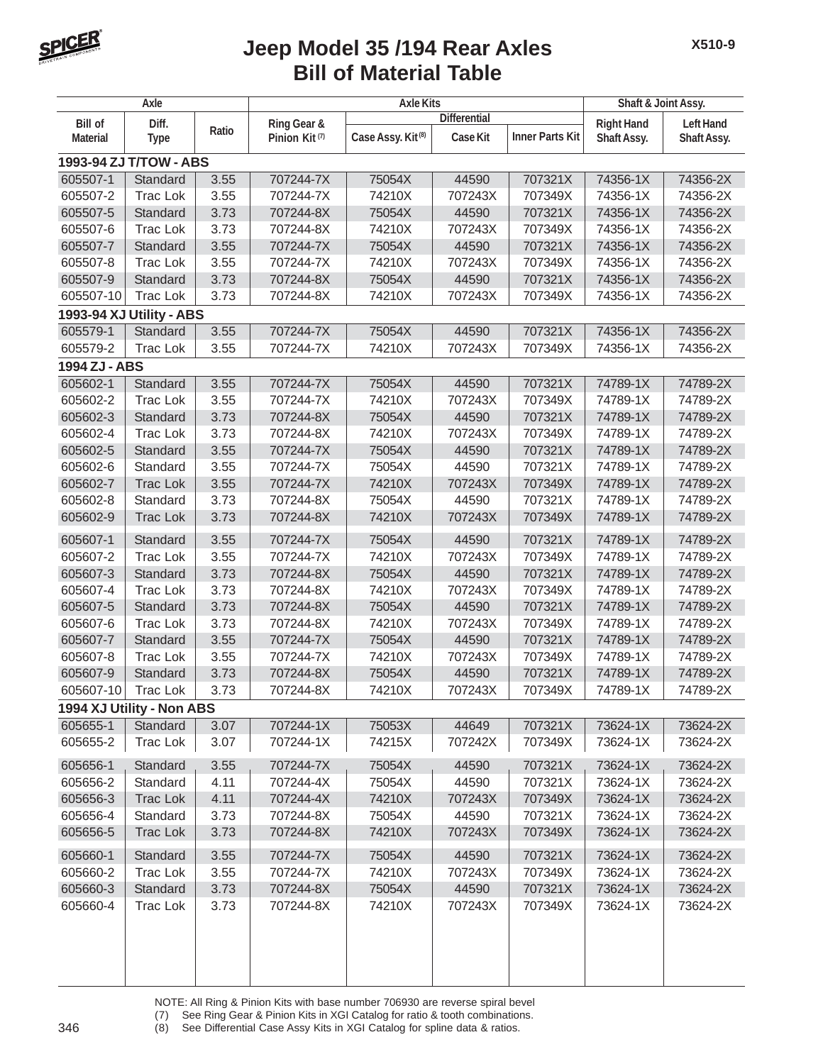# Jeep Model 35 /194 Rear Axles
## Bill of Material Table

X510-9

| Axle | | | Axle Kits | | | | Shaft & Joint Assy. | |
|---|---|---|---|---|---|---|---|---|
| | | | | Differential | | | | |
| Bill of Material | Diff. Type | Ratio | Ring Gear & Pinion Kit (7) | Case Assy. Kit (8) | Case Kit | Inner Parts Kit | Right Hand Shaft Assy. | Left Hand Shaft Assy. |
| **1993-94 ZJ T/TOW - ABS** | | | | | | | | |
| 605507-1 | Standard | 3.55 | 707244-7X | 75054X | 44590 | 707321X | 74356-1X | 74356-2X |
| 605507-2 | Trac Lok | 3.55 | 707244-7X | 74210X | 707243X | 707349X | 74356-1X | 74356-2X |
| 605507-5 | Standard | 3.73 | 707244-8X | 75054X | 44590 | 707321X | 74356-1X | 74356-2X |
| 605507-6 | Trac Lok | 3.73 | 707244-8X | 74210X | 707243X | 707349X | 74356-1X | 74356-2X |
| 605507-7 | Standard | 3.55 | 707244-7X | 75054X | 44590 | 707321X | 74356-1X | 74356-2X |
| 605507-8 | Trac Lok | 3.55 | 707244-7X | 74210X | 707243X | 707349X | 74356-1X | 74356-2X |
| 605507-9 | Standard | 3.73 | 707244-8X | 75054X | 44590 | 707321X | 74356-1X | 74356-2X |
| 605507-10 | Trac Lok | 3.73 | 707244-8X | 74210X | 707243X | 707349X | 74356-1X | 74356-2X |
| **1993-94 XJ Utility - ABS** | | | | | | | | |
| 605579-1 | Standard | 3.55 | 707244-7X | 75054X | 44590 | 707321X | 74356-1X | 74356-2X |
| 605579-2 | Trac Lok | 3.55 | 707244-7X | 74210X | 707243X | 707349X | 74356-1X | 74356-2X |
| **1994 ZJ - ABS** | | | | | | | | |
| 605602-1 | Standard | 3.55 | 707244-7X | 75054X | 44590 | 707321X | 74789-1X | 74789-2X |
| 605602-2 | Trac Lok | 3.55 | 707244-7X | 74210X | 707243X | 707349X | 74789-1X | 74789-2X |
| 605602-3 | Standard | 3.73 | 707244-8X | 75054X | 44590 | 707321X | 74789-1X | 74789-2X |
| 605602-4 | Trac Lok | 3.73 | 707244-8X | 74210X | 707243X | 707349X | 74789-1X | 74789-2X |
| 605602-5 | Standard | 3.55 | 707244-7X | 75054X | 44590 | 707321X | 74789-1X | 74789-2X |
| 605602-6 | Standard | 3.55 | 707244-7X | 75054X | 44590 | 707321X | 74789-1X | 74789-2X |
| 605602-7 | Trac Lok | 3.55 | 707244-7X | 74210X | 707243X | 707349X | 74789-1X | 74789-2X |
| 605602-8 | Standard | 3.73 | 707244-8X | 75054X | 44590 | 707321X | 74789-1X | 74789-2X |
| 605602-9 | Trac Lok | 3.73 | 707244-8X | 74210X | 707243X | 707349X | 74789-1X | 74789-2X |
| 605607-1 | Standard | 3.55 | 707244-7X | 75054X | 44590 | 707321X | 74789-1X | 74789-2X |
| 605607-2 | Trac Lok | 3.55 | 707244-7X | 74210X | 707243X | 707349X | 74789-1X | 74789-2X |
| 605607-3 | Standard | 3.73 | 707244-8X | 75054X | 44590 | 707321X | 74789-1X | 74789-2X |
| 605607-4 | Trac Lok | 3.73 | 707244-8X | 74210X | 707243X | 707349X | 74789-1X | 74789-2X |
| 605607-5 | Standard | 3.73 | 707244-8X | 75054X | 44590 | 707321X | 74789-1X | 74789-2X |
| 605607-6 | Trac Lok | 3.73 | 707244-8X | 74210X | 707243X | 707349X | 74789-1X | 74789-2X |
| 605607-7 | Standard | 3.55 | 707244-7X | 75054X | 44590 | 707321X | 74789-1X | 74789-2X |
| 605607-8 | Trac Lok | 3.55 | 707244-7X | 74210X | 707243X | 707349X | 74789-1X | 74789-2X |
| 605607-9 | Standard | 3.73 | 707244-8X | 75054X | 44590 | 707321X | 74789-1X | 74789-2X |
| 605607-10 | Trac Lok | 3.73 | 707244-8X | 74210X | 707243X | 707349X | 74789-1X | 74789-2X |
| **1994 XJ Utility - Non ABS** | | | | | | | | |
| 605655-1 | Standard | 3.07 | 707244-1X | 75053X | 44649 | 707321X | 73624-1X | 73624-2X |
| 605655-2 | Trac Lok | 3.07 | 707244-1X | 74215X | 707242X | 707349X | 73624-1X | 73624-2X |
| 605656-1 | Standard | 3.55 | 707244-7X | 75054X | 44590 | 707321X | 73624-1X | 73624-2X |
| 605656-2 | Standard | 4.11 | 707244-4X | 75054X | 44590 | 707321X | 73624-1X | 73624-2X |
| 605656-3 | Trac Lok | 4.11 | 707244-4X | 74210X | 707243X | 707349X | 73624-1X | 73624-2X |
| 605656-4 | Standard | 3.73 | 707244-8X | 75054X | 44590 | 707321X | 73624-1X | 73624-2X |
| 605656-5 | Trac Lok | 3.73 | 707244-8X | 74210X | 707243X | 707349X | 73624-1X | 73624-2X |
| 605660-1 | Standard | 3.55 | 707244-7X | 75054X | 44590 | 707321X | 73624-1X | 73624-2X |
| 605660-2 | Trac Lok | 3.55 | 707244-7X | 74210X | 707243X | 707349X | 73624-1X | 73624-2X |
| 605660-3 | Standard | 3.73 | 707244-8X | 75054X | 44590 | 707321X | 73624-1X | 73624-2X |
| 605660-4 | Trac Lok | 3.73 | 707244-8X | 74210X | 707243X | 707349X | 73624-1X | 73624-2X |

NOTE: All Ring & Pinion Kits with base number 706930 are reverse spiral bevel

(7) See Ring Gear & Pinion Kits in XGI Catalog for ratio & tooth combinations.

(8) See Differential Case Assy Kits in XGI Catalog for spline data & ratios.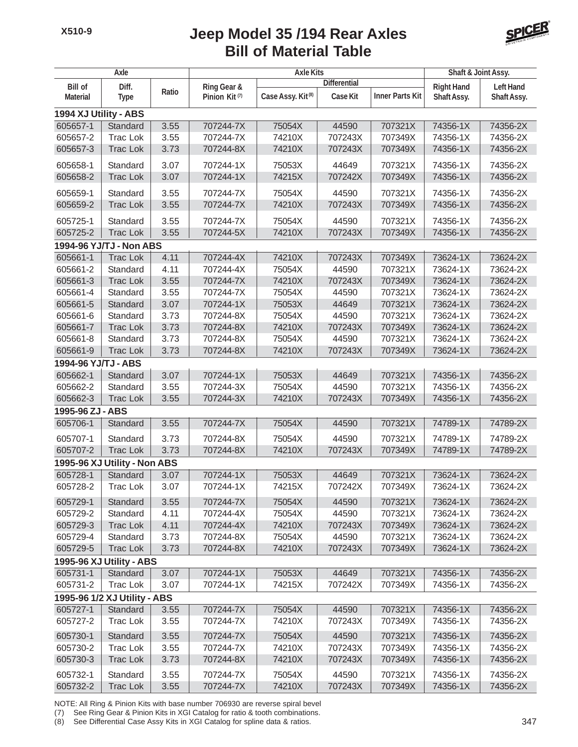# Jeep Model 35 /194 Rear Axles
## Bill of Material Table

| Axle | | | Axle Kits | | | | Shaft & Joint Assy. | |
|---|---|---|---|---|---|---|---|---|
| | | | | Differential | | | | |
| Bill of Material | Diff. Type | Ratio | Ring Gear & Pinion Kit (7) | Case Assy. Kit (8) | Case Kit | Inner Parts Kit | Right Hand Shaft Assy. | Left Hand Shaft Assy. |
| **1994 XJ Utility - ABS** | | | | | | | | |
| 605657-1 | Standard | 3.55 | 707244-7X | 75054X | 44590 | 707321X | 74356-1X | 74356-2X |
| 605657-2 | Trac Lok | 3.55 | 707244-7X | 74210X | 707243X | 707349X | 74356-1X | 74356-2X |
| 605657-3 | Trac Lok | 3.73 | 707244-8X | 74210X | 707243X | 707349X | 74356-1X | 74356-2X |
| 605658-1 | Standard | 3.07 | 707244-1X | 75053X | 44649 | 707321X | 74356-1X | 74356-2X |
| 605658-2 | Trac Lok | 3.07 | 707244-1X | 74215X | 707242X | 707349X | 74356-1X | 74356-2X |
| 605659-1 | Standard | 3.55 | 707244-7X | 75054X | 44590 | 707321X | 74356-1X | 74356-2X |
| 605659-2 | Trac Lok | 3.55 | 707244-7X | 74210X | 707243X | 707349X | 74356-1X | 74356-2X |
| 605725-1 | Standard | 3.55 | 707244-7X | 75054X | 44590 | 707321X | 74356-1X | 74356-2X |
| 605725-2 | Trac Lok | 3.55 | 707244-5X | 74210X | 707243X | 707349X | 74356-1X | 74356-2X |
| **1994-96 YJ/TJ - Non ABS** | | | | | | | | |
| 605661-1 | Trac Lok | 4.11 | 707244-4X | 74210X | 707243X | 707349X | 73624-1X | 73624-2X |
| 605661-2 | Standard | 4.11 | 707244-4X | 75054X | 44590 | 707321X | 73624-1X | 73624-2X |
| 605661-3 | Trac Lok | 3.55 | 707244-7X | 74210X | 707243X | 707349X | 73624-1X | 73624-2X |
| 605661-4 | Standard | 3.55 | 707244-7X | 75054X | 44590 | 707321X | 73624-1X | 73624-2X |
| 605661-5 | Standard | 3.07 | 707244-1X | 75053X | 44649 | 707321X | 73624-1X | 73624-2X |
| 605661-6 | Standard | 3.73 | 707244-8X | 75054X | 44590 | 707321X | 73624-1X | 73624-2X |
| 605661-7 | Trac Lok | 3.73 | 707244-8X | 74210X | 707243X | 707349X | 73624-1X | 73624-2X |
| 605661-8 | Standard | 3.73 | 707244-8X | 75054X | 44590 | 707321X | 73624-1X | 73624-2X |
| 605661-9 | Trac Lok | 3.73 | 707244-8X | 74210X | 707243X | 707349X | 73624-1X | 73624-2X |
| **1994-96 YJ/TJ - ABS** | | | | | | | | |
| 605662-1 | Standard | 3.07 | 707244-1X | 75053X | 44649 | 707321X | 74356-1X | 74356-2X |
| 605662-2 | Standard | 3.55 | 707244-3X | 75054X | 44590 | 707321X | 74356-1X | 74356-2X |
| 605662-3 | Trac Lok | 3.55 | 707244-3X | 74210X | 707243X | 707349X | 74356-1X | 74356-2X |
| **1995-96 ZJ - ABS** | | | | | | | | |
| 605706-1 | Standard | 3.55 | 707244-7X | 75054X | 44590 | 707321X | 74789-1X | 74789-2X |
| 605707-1 | Standard | 3.73 | 707244-8X | 75054X | 44590 | 707321X | 74789-1X | 74789-2X |
| 605707-2 | Trac Lok | 3.73 | 707244-8X | 74210X | 707243X | 707349X | 74789-1X | 74789-2X |
| **1995-96 XJ Utility - Non ABS** | | | | | | | | |
| 605728-1 | Standard | 3.07 | 707244-1X | 75053X | 44649 | 707321X | 73624-1X | 73624-2X |
| 605728-2 | Trac Lok | 3.07 | 707244-1X | 74215X | 707242X | 707349X | 73624-1X | 73624-2X |
| 605729-1 | Standard | 3.55 | 707244-7X | 75054X | 44590 | 707321X | 73624-1X | 73624-2X |
| 605729-2 | Standard | 4.11 | 707244-4X | 75054X | 44590 | 707321X | 73624-1X | 73624-2X |
| 605729-3 | Trac Lok | 4.11 | 707244-4X | 74210X | 707243X | 707349X | 73624-1X | 73624-2X |
| 605729-4 | Standard | 3.73 | 707244-8X | 75054X | 44590 | 707321X | 73624-1X | 73624-2X |
| 605729-5 | Trac Lok | 3.73 | 707244-8X | 74210X | 707243X | 707349X | 73624-1X | 73624-2X |
| **1995-96 XJ Utility - ABS** | | | | | | | | |
| 605731-1 | Standard | 3.07 | 707244-1X | 75053X | 44649 | 707321X | 74356-1X | 74356-2X |
| 605731-2 | Trac Lok | 3.07 | 707244-1X | 74215X | 707242X | 707349X | 74356-1X | 74356-2X |
| **1995-96 1/2 XJ Utility - ABS** | | | | | | | | |
| 605727-1 | Standard | 3.55 | 707244-7X | 75054X | 44590 | 707321X | 74356-1X | 74356-2X |
| 605727-2 | Trac Lok | 3.55 | 707244-7X | 74210X | 707243X | 707349X | 74356-1X | 74356-2X |
| 605730-1 | Standard | 3.55 | 707244-7X | 75054X | 44590 | 707321X | 74356-1X | 74356-2X |
| 605730-2 | Trac Lok | 3.55 | 707244-7X | 74210X | 707243X | 707349X | 74356-1X | 74356-2X |
| 605730-3 | Trac Lok | 3.73 | 707244-8X | 74210X | 707243X | 707349X | 74356-1X | 74356-2X |
| 605732-1 | Standard | 3.55 | 707244-7X | 75054X | 44590 | 707321X | 74356-1X | 74356-2X |
| 605732-2 | Trac Lok | 3.55 | 707244-7X | 74210X | 707243X | 707349X | 74356-1X | 74356-2X |

NOTE: All Ring & Pinion Kits with base number 706930 are reverse spiral bevel

(7) See Ring Gear & Pinion Kits in XGI Catalog for ratio & tooth combinations.

(8) See Differential Case Assy Kits in XGI Catalog for spline data & ratios.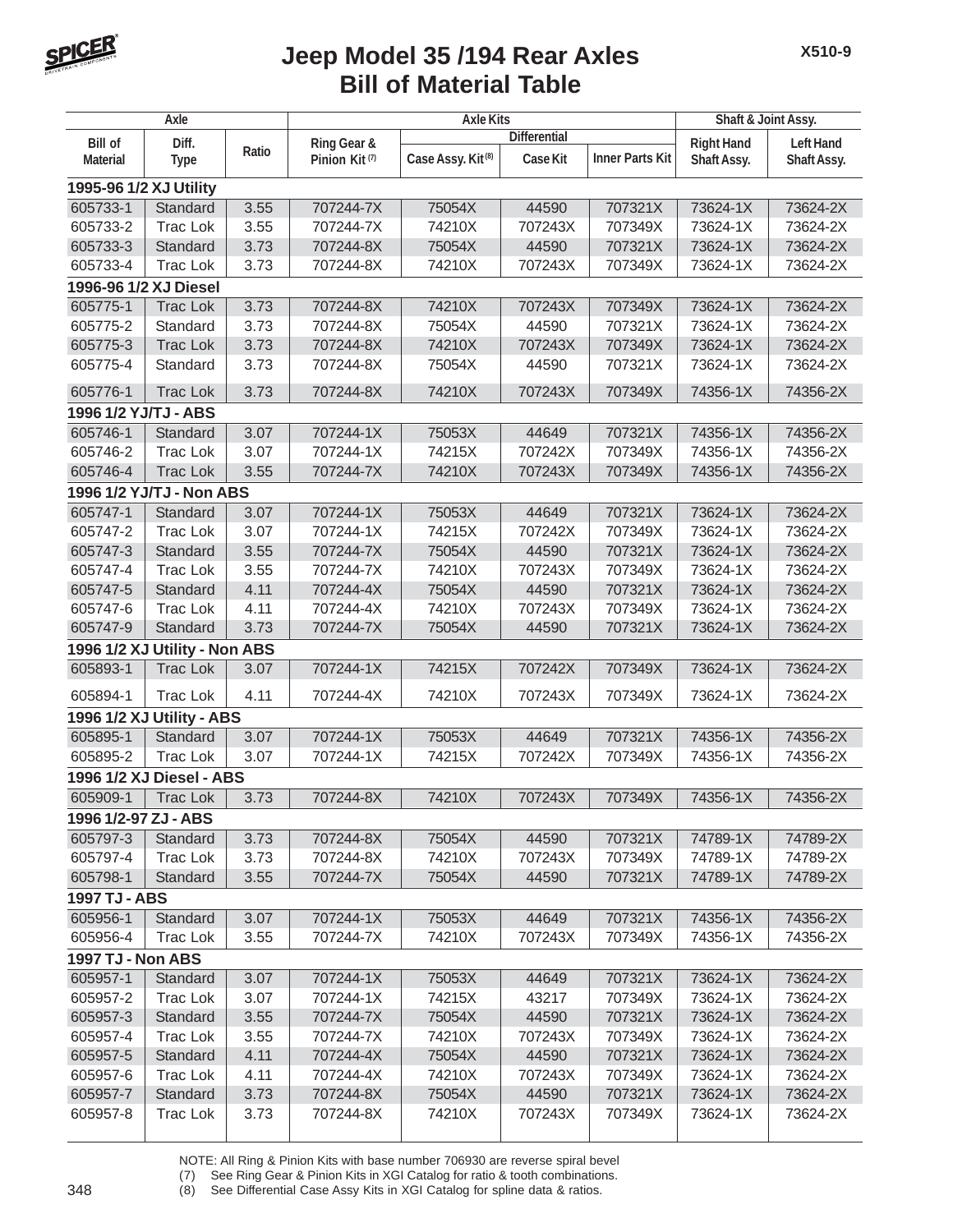# Jeep Model 35 /194 Rear Axles
## Bill of Material Table

| Axle | | | Axle Kits | | | | Shaft & Joint Assy. | |
|---|---|---|---|---|---|---|---|---|
| | | | | Differential | | | | |
| Bill of Material | Diff. Type | Ratio | Ring Gear & Pinion Kit (7) | Case Assy. Kit (8) | Case Kit | Inner Parts Kit | Right Hand Shaft Assy. | Left Hand Shaft Assy. |
| **1995-96 1/2 XJ Utility** | | | | | | | | |
| 605733-1 | Standard | 3.55 | 707244-7X | 75054X | 44590 | 707321X | 73624-1X | 73624-2X |
| 605733-2 | Trac Lok | 3.55 | 707244-7X | 74210X | 707243X | 707349X | 73624-1X | 73624-2X |
| 605733-3 | Standard | 3.73 | 707244-8X | 75054X | 44590 | 707321X | 73624-1X | 73624-2X |
| 605733-4 | Trac Lok | 3.73 | 707244-8X | 74210X | 707243X | 707349X | 73624-1X | 73624-2X |
| **1996-96 1/2 XJ Diesel** | | | | | | | | |
| 605775-1 | Trac Lok | 3.73 | 707244-8X | 74210X | 707243X | 707349X | 73624-1X | 73624-2X |
| 605775-2 | Standard | 3.73 | 707244-8X | 75054X | 44590 | 707321X | 73624-1X | 73624-2X |
| 605775-3 | Trac Lok | 3.73 | 707244-8X | 74210X | 707243X | 707349X | 73624-1X | 73624-2X |
| 605775-4 | Standard | 3.73 | 707244-8X | 75054X | 44590 | 707321X | 73624-1X | 73624-2X |
| 605776-1 | Trac Lok | 3.73 | 707244-8X | 74210X | 707243X | 707349X | 74356-1X | 74356-2X |
| **1996 1/2 YJ/TJ - ABS** | | | | | | | | |
| 605746-1 | Standard | 3.07 | 707244-1X | 75053X | 44649 | 707321X | 74356-1X | 74356-2X |
| 605746-2 | Trac Lok | 3.07 | 707244-1X | 74215X | 707242X | 707349X | 74356-1X | 74356-2X |
| 605746-4 | Trac Lok | 3.55 | 707244-7X | 74210X | 707243X | 707349X | 74356-1X | 74356-2X |
| **1996 1/2 YJ/TJ - Non ABS** | | | | | | | | |
| 605747-1 | Standard | 3.07 | 707244-1X | 75053X | 44649 | 707321X | 73624-1X | 73624-2X |
| 605747-2 | Trac Lok | 3.07 | 707244-1X | 74215X | 707242X | 707349X | 73624-1X | 73624-2X |
| 605747-3 | Standard | 3.55 | 707244-7X | 75054X | 44590 | 707321X | 73624-1X | 73624-2X |
| 605747-4 | Trac Lok | 3.55 | 707244-7X | 74210X | 707243X | 707349X | 73624-1X | 73624-2X |
| 605747-5 | Standard | 4.11 | 707244-4X | 75054X | 44590 | 707321X | 73624-1X | 73624-2X |
| 605747-6 | Trac Lok | 4.11 | 707244-4X | 74210X | 707243X | 707349X | 73624-1X | 73624-2X |
| 605747-9 | Standard | 3.73 | 707244-7X | 75054X | 44590 | 707321X | 73624-1X | 73624-2X |
| **1996 1/2 XJ Utility - Non ABS** | | | | | | | | |
| 605893-1 | Trac Lok | 3.07 | 707244-1X | 74215X | 707242X | 707349X | 73624-1X | 73624-2X |
| 605894-1 | Trac Lok | 4.11 | 707244-4X | 74210X | 707243X | 707349X | 73624-1X | 73624-2X |
| **1996 1/2 XJ Utility - ABS** | | | | | | | | |
| 605895-1 | Standard | 3.07 | 707244-1X | 75053X | 44649 | 707321X | 74356-1X | 74356-2X |
| 605895-2 | Trac Lok | 3.07 | 707244-1X | 74215X | 707242X | 707349X | 74356-1X | 74356-2X |
| **1996 1/2 XJ Diesel - ABS** | | | | | | | | |
| 605909-1 | Trac Lok | 3.73 | 707244-8X | 74210X | 707243X | 707349X | 74356-1X | 74356-2X |
| **1996 1/2-97 ZJ - ABS** | | | | | | | | |
| 605797-3 | Standard | 3.73 | 707244-8X | 75054X | 44590 | 707321X | 74789-1X | 74789-2X |
| 605797-4 | Trac Lok | 3.73 | 707244-8X | 74210X | 707243X | 707349X | 74789-1X | 74789-2X |
| 605798-1 | Standard | 3.55 | 707244-7X | 75054X | 44590 | 707321X | 74789-1X | 74789-2X |
| **1997 TJ - ABS** | | | | | | | | |
| 605956-1 | Standard | 3.07 | 707244-1X | 75053X | 44649 | 707321X | 74356-1X | 74356-2X |
| 605956-4 | Trac Lok | 3.55 | 707244-7X | 74210X | 707243X | 707349X | 74356-1X | 74356-2X |
| **1997 TJ - Non ABS** | | | | | | | | |
| 605957-1 | Standard | 3.07 | 707244-1X | 75053X | 44649 | 707321X | 73624-1X | 73624-2X |
| 605957-2 | Trac Lok | 3.07 | 707244-1X | 74215X | 43217 | 707349X | 73624-1X | 73624-2X |
| 605957-3 | Standard | 3.55 | 707244-7X | 75054X | 44590 | 707321X | 73624-1X | 73624-2X |
| 605957-4 | Trac Lok | 3.55 | 707244-7X | 74210X | 707243X | 707349X | 73624-1X | 73624-2X |
| 605957-5 | Standard | 4.11 | 707244-4X | 75054X | 44590 | 707321X | 73624-1X | 73624-2X |
| 605957-6 | Trac Lok | 4.11 | 707244-4X | 74210X | 707243X | 707349X | 73624-1X | 73624-2X |
| 605957-7 | Standard | 3.73 | 707244-8X | 75054X | 44590 | 707321X | 73624-1X | 73624-2X |
| 605957-8 | Trac Lok | 3.73 | 707244-8X | 74210X | 707243X | 707349X | 73624-1X | 73624-2X |

NOTE: All Ring & Pinion Kits with base number 706930 are reverse spiral bevel
(7) See Ring Gear & Pinion Kits in XGI Catalog for ratio & tooth combinations.
(8) See Differential Case Assy Kits in XGI Catalog for spline data & ratios.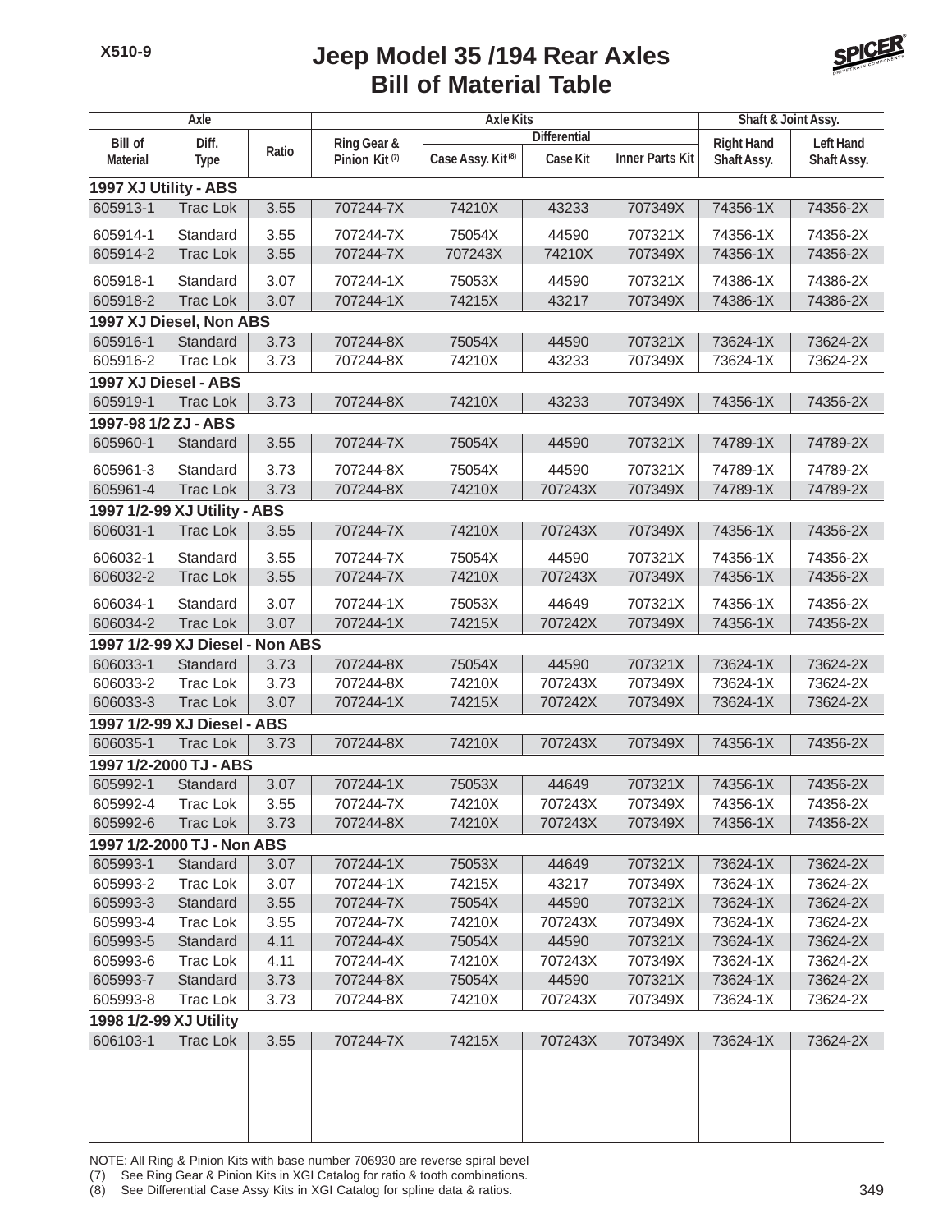# Jeep Model 35 /194 Rear Axles
## Bill of Material Table

| Axle | | | Axle Kits | | | | Shaft & Joint Assy. | |
|---|---|---|---|---|---|---|---|---|
| | | | | Differential | | | | |
| Bill of Material | Diff. Type | Ratio | Ring Gear & Pinion Kit (7) | Case Assy. Kit (8) | Case Kit | Inner Parts Kit | Right Hand Shaft Assy. | Left Hand Shaft Assy. |
| **1997 XJ Utility - ABS** | | | | | | | | |
| 605913-1 | Trac Lok | 3.55 | 707244-7X | 74210X | 43233 | 707349X | 74356-1X | 74356-2X |
| 605914-1 | Standard | 3.55 | 707244-7X | 75054X | 44590 | 707321X | 74356-1X | 74356-2X |
| 605914-2 | Trac Lok | 3.55 | 707244-7X | 707243X | 74210X | 707349X | 74356-1X | 74356-2X |
| 605918-1 | Standard | 3.07 | 707244-1X | 75053X | 44590 | 707321X | 74386-1X | 74386-2X |
| 605918-2 | Trac Lok | 3.07 | 707244-1X | 74215X | 43217 | 707349X | 74386-1X | 74386-2X |
| **1997 XJ Diesel, Non ABS** | | | | | | | | |
| 605916-1 | Standard | 3.73 | 707244-8X | 75054X | 44590 | 707321X | 73624-1X | 73624-2X |
| 605916-2 | Trac Lok | 3.73 | 707244-8X | 74210X | 43233 | 707349X | 73624-1X | 73624-2X |
| **1997 XJ Diesel - ABS** | | | | | | | | |
| 605919-1 | Trac Lok | 3.73 | 707244-8X | 74210X | 43233 | 707349X | 74356-1X | 74356-2X |
| **1997-98 1/2 ZJ - ABS** | | | | | | | | |
| 605960-1 | Standard | 3.55 | 707244-7X | 75054X | 44590 | 707321X | 74789-1X | 74789-2X |
| 605961-3 | Standard | 3.73 | 707244-8X | 75054X | 44590 | 707321X | 74789-1X | 74789-2X |
| 605961-4 | Trac Lok | 3.73 | 707244-8X | 74210X | 707243X | 707349X | 74789-1X | 74789-2X |
| **1997 1/2-99 XJ Utility - ABS** | | | | | | | | |
| 606031-1 | Trac Lok | 3.55 | 707244-7X | 74210X | 707243X | 707349X | 74356-1X | 74356-2X |
| 606032-1 | Standard | 3.55 | 707244-7X | 75054X | 44590 | 707321X | 74356-1X | 74356-2X |
| 606032-2 | Trac Lok | 3.55 | 707244-7X | 74210X | 707243X | 707349X | 74356-1X | 74356-2X |
| 606034-1 | Standard | 3.07 | 707244-1X | 75053X | 44649 | 707321X | 74356-1X | 74356-2X |
| 606034-2 | Trac Lok | 3.07 | 707244-1X | 74215X | 707242X | 707349X | 74356-1X | 74356-2X |
| **1997 1/2-99 XJ Diesel - Non ABS** | | | | | | | | |
| 606033-1 | Standard | 3.73 | 707244-8X | 75054X | 44590 | 707321X | 73624-1X | 73624-2X |
| 606033-2 | Trac Lok | 3.73 | 707244-8X | 74210X | 707243X | 707349X | 73624-1X | 73624-2X |
| 606033-3 | Trac Lok | 3.07 | 707244-1X | 74215X | 707242X | 707349X | 73624-1X | 73624-2X |
| **1997 1/2-99 XJ Diesel - ABS** | | | | | | | | |
| 606035-1 | Trac Lok | 3.73 | 707244-8X | 74210X | 707243X | 707349X | 74356-1X | 74356-2X |
| **1997 1/2-2000 TJ - ABS** | | | | | | | | |
| 605992-1 | Standard | 3.07 | 707244-1X | 75053X | 44649 | 707321X | 74356-1X | 74356-2X |
| 605992-4 | Trac Lok | 3.55 | 707244-7X | 74210X | 707243X | 707349X | 74356-1X | 74356-2X |
| 605992-6 | Trac Lok | 3.73 | 707244-8X | 74210X | 707243X | 707349X | 74356-1X | 74356-2X |
| **1997 1/2-2000 TJ - Non ABS** | | | | | | | | |
| 605993-1 | Standard | 3.07 | 707244-1X | 75053X | 44649 | 707321X | 73624-1X | 73624-2X |
| 605993-2 | Trac Lok | 3.07 | 707244-1X | 74215X | 43217 | 707349X | 73624-1X | 73624-2X |
| 605993-3 | Standard | 3.55 | 707244-7X | 75054X | 44590 | 707321X | 73624-1X | 73624-2X |
| 605993-4 | Trac Lok | 3.55 | 707244-7X | 74210X | 707243X | 707349X | 73624-1X | 73624-2X |
| 605993-5 | Standard | 4.11 | 707244-4X | 75054X | 44590 | 707321X | 73624-1X | 73624-2X |
| 605993-6 | Trac Lok | 4.11 | 707244-4X | 74210X | 707243X | 707349X | 73624-1X | 73624-2X |
| 605993-7 | Standard | 3.73 | 707244-8X | 75054X | 44590 | 707321X | 73624-1X | 73624-2X |
| 605993-8 | Trac Lok | 3.73 | 707244-8X | 74210X | 707243X | 707349X | 73624-1X | 73624-2X |
| **1998 1/2-99 XJ Utility** | | | | | | | | |
| 606103-1 | Trac Lok | 3.55 | 707244-7X | 74215X | 707243X | 707349X | 73624-1X | 73624-2X |

NOTE: All Ring & Pinion Kits with base number 706930 are reverse spiral bevel
(7) See Ring Gear & Pinion Kits in XGI Catalog for ratio & tooth combinations.
(8) See Differential Case Assy Kits in XGI Catalog for spline data & ratios.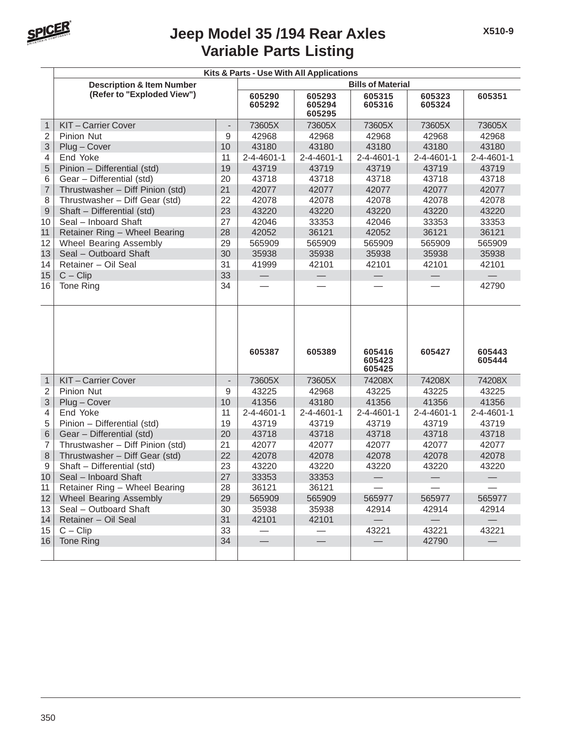# Jeep Model 35 /194 Rear Axles
## Variable Parts Listing

X510-9

| | Kits & Parts - Use With All Applications | | | | | | |
|---|---|---|---|---|---|---|---|
| | Description & Item Number (Refer to "Exploded View") | | Bills of Material | | | | |
| | | | 605290 605292 | 605293 605294 605295 | 605315 605316 | 605323 605324 | 605351 |
| 1 | KIT – Carrier Cover | - | 73605X | 73605X | 73605X | 73605X | 73605X |
| 2 | Pinion Nut | 9 | 42968 | 42968 | 42968 | 42968 | 42968 |
| 3 | Plug – Cover | 10 | 43180 | 43180 | 43180 | 43180 | 43180 |
| 4 | End Yoke | 11 | 2-4-4601-1 | 2-4-4601-1 | 2-4-4601-1 | 2-4-4601-1 | 2-4-4601-1 |
| 5 | Pinion – Differential (std) | 19 | 43719 | 43719 | 43719 | 43719 | 43719 |
| 6 | Gear – Differential (std) | 20 | 43718 | 43718 | 43718 | 43718 | 43718 |
| 7 | Thrustwasher – Diff Pinion (std) | 21 | 42077 | 42077 | 42077 | 42077 | 42077 |
| 8 | Thrustwasher – Diff Gear (std) | 22 | 42078 | 42078 | 42078 | 42078 | 42078 |
| 9 | Shaft – Differential (std) | 23 | 43220 | 43220 | 43220 | 43220 | 43220 |
| 10 | Seal – Inboard Shaft | 27 | 42046 | 33353 | 42046 | 33353 | 33353 |
| 11 | Retainer Ring – Wheel Bearing | 28 | 42052 | 36121 | 42052 | 36121 | 36121 |
| 12 | Wheel Bearing Assembly | 29 | 565909 | 565909 | 565909 | 565909 | 565909 |
| 13 | Seal – Outboard Shaft | 30 | 35938 | 35938 | 35938 | 35938 | 35938 |
| 14 | Retainer – Oil Seal | 31 | 41999 | 42101 | 42101 | 42101 | 42101 |
| 15 | C – Clip | 33 | — | — | — | — | — |
| 16 | Tone Ring | 34 | — | — | — | — | 42790 |
| | | | 605387 | 605389 | 605416 605423 605425 | 605427 | 605443 605444 |
| 1 | KIT – Carrier Cover | - | 73605X | 73605X | 74208X | 74208X | 74208X |
| 2 | Pinion Nut | 9 | 43225 | 42968 | 43225 | 43225 | 43225 |
| 3 | Plug – Cover | 10 | 41356 | 43180 | 41356 | 41356 | 41356 |
| 4 | End Yoke | 11 | 2-4-4601-1 | 2-4-4601-1 | 2-4-4601-1 | 2-4-4601-1 | 2-4-4601-1 |
| 5 | Pinion – Differential (std) | 19 | 43719 | 43719 | 43719 | 43719 | 43719 |
| 6 | Gear – Differential (std) | 20 | 43718 | 43718 | 43718 | 43718 | 43718 |
| 7 | Thrustwasher – Diff Pinion (std) | 21 | 42077 | 42077 | 42077 | 42077 | 42077 |
| 8 | Thrustwasher – Diff Gear (std) | 22 | 42078 | 42078 | 42078 | 42078 | 42078 |
| 9 | Shaft – Differential (std) | 23 | 43220 | 43220 | 43220 | 43220 | 43220 |
| 10 | Seal – Inboard Shaft | 27 | 33353 | 33353 | — | — | — |
| 11 | Retainer Ring – Wheel Bearing | 28 | 36121 | 36121 | — | — | — |
| 12 | Wheel Bearing Assembly | 29 | 565909 | 565909 | 565977 | 565977 | 565977 |
| 13 | Seal – Outboard Shaft | 30 | 35938 | 35938 | 42914 | 42914 | 42914 |
| 14 | Retainer – Oil Seal | 31 | 42101 | 42101 | — | — | — |
| 15 | C – Clip | 33 | — | — | 43221 | 43221 | 43221 |
| 16 | Tone Ring | 34 | — | — | — | 42790 | — |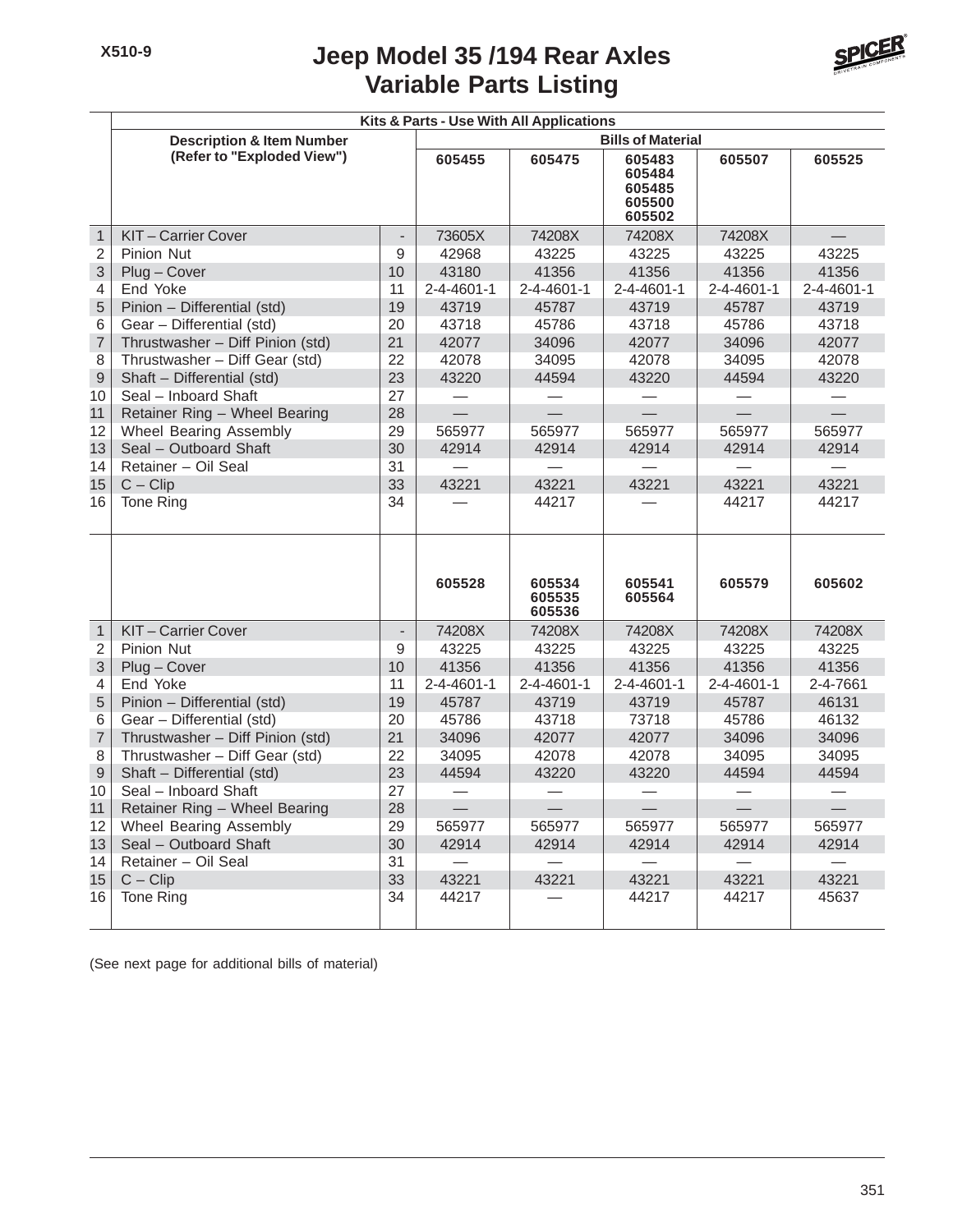# Jeep Model 35 /194 Rear Axles
## Variable Parts Listing

| | Description & Item Number (Refer to "Exploded View") | | Kits & Parts - Use With All Applications — Bills of Material | | | | |
|---|---|---|---|---|---|---|---|
| | | | 605455 | 605475 | 605483 605484 605485 605500 605502 | 605507 | 605525 |
| 1 | KIT – Carrier Cover | - | 73605X | 74208X | 74208X | 74208X | — |
| 2 | Pinion Nut | 9 | 42968 | 43225 | 43225 | 43225 | 43225 |
| 3 | Plug – Cover | 10 | 43180 | 41356 | 41356 | 41356 | 41356 |
| 4 | End Yoke | 11 | 2-4-4601-1 | 2-4-4601-1 | 2-4-4601-1 | 2-4-4601-1 | 2-4-4601-1 |
| 5 | Pinion – Differential (std) | 19 | 43719 | 45787 | 43719 | 45787 | 43719 |
| 6 | Gear – Differential (std) | 20 | 43718 | 45786 | 43718 | 45786 | 43718 |
| 7 | Thrustwasher – Diff Pinion (std) | 21 | 42077 | 34096 | 42077 | 34096 | 42077 |
| 8 | Thrustwasher – Diff Gear (std) | 22 | 42078 | 34095 | 42078 | 34095 | 42078 |
| 9 | Shaft – Differential (std) | 23 | 43220 | 44594 | 43220 | 44594 | 43220 |
| 10 | Seal – Inboard Shaft | 27 | — | — | — | — | — |
| 11 | Retainer Ring – Wheel Bearing | 28 | — | — | — | — | — |
| 12 | Wheel Bearing Assembly | 29 | 565977 | 565977 | 565977 | 565977 | 565977 |
| 13 | Seal – Outboard Shaft | 30 | 42914 | 42914 | 42914 | 42914 | 42914 |
| 14 | Retainer – Oil Seal | 31 | — | — | — | — | — |
| 15 | C – Clip | 33 | 43221 | 43221 | 43221 | 43221 | 43221 |
| 16 | Tone Ring | 34 | — | 44217 | — | 44217 | 44217 |
| | | | 605528 | 605534 605535 605536 | 605541 605564 | 605579 | 605602 |
| 1 | KIT – Carrier Cover | - | 74208X | 74208X | 74208X | 74208X | 74208X |
| 2 | Pinion Nut | 9 | 43225 | 43225 | 43225 | 43225 | 43225 |
| 3 | Plug – Cover | 10 | 41356 | 41356 | 41356 | 41356 | 41356 |
| 4 | End Yoke | 11 | 2-4-4601-1 | 2-4-4601-1 | 2-4-4601-1 | 2-4-4601-1 | 2-4-7661 |
| 5 | Pinion – Differential (std) | 19 | 45787 | 43719 | 43719 | 45787 | 46131 |
| 6 | Gear – Differential (std) | 20 | 45786 | 43718 | 73718 | 45786 | 46132 |
| 7 | Thrustwasher – Diff Pinion (std) | 21 | 34096 | 42077 | 42077 | 34096 | 34096 |
| 8 | Thrustwasher – Diff Gear (std) | 22 | 34095 | 42078 | 42078 | 34095 | 34095 |
| 9 | Shaft – Differential (std) | 23 | 44594 | 43220 | 43220 | 44594 | 44594 |
| 10 | Seal – Inboard Shaft | 27 | — | — | — | — | — |
| 11 | Retainer Ring – Wheel Bearing | 28 | — | — | — | — | — |
| 12 | Wheel Bearing Assembly | 29 | 565977 | 565977 | 565977 | 565977 | 565977 |
| 13 | Seal – Outboard Shaft | 30 | 42914 | 42914 | 42914 | 42914 | 42914 |
| 14 | Retainer – Oil Seal | 31 | — | — | — | — | — |
| 15 | C – Clip | 33 | 43221 | 43221 | 43221 | 43221 | 43221 |
| 16 | Tone Ring | 34 | 44217 | — | 44217 | 44217 | 45637 |

(See next page for additional bills of material)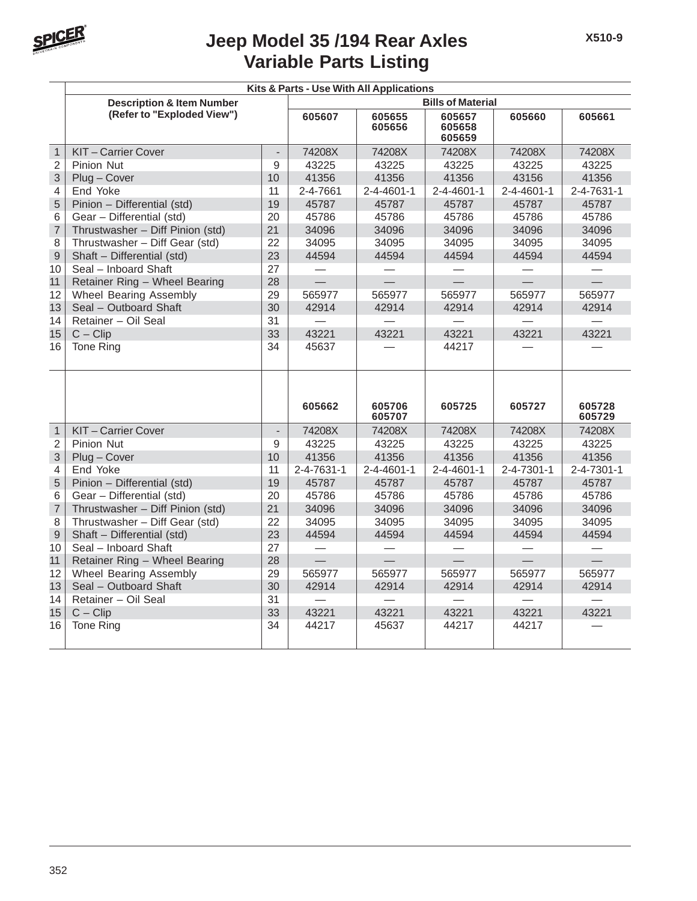# Jeep Model 35 /194 Rear Axles
## Variable Parts Listing

X510-9

| | Kits & Parts - Use With All Applications | | | | | | |
|---|---|---|---|---|---|---|---|
| | Description & Item Number (Refer to "Exploded View") | | Bills of Material | | | | |
| | | | 605607 | 605655 605656 | 605657 605658 605659 | 605660 | 605661 |
| 1 | KIT – Carrier Cover | - | 74208X | 74208X | 74208X | 74208X | 74208X |
| 2 | Pinion Nut | 9 | 43225 | 43225 | 43225 | 43225 | 43225 |
| 3 | Plug – Cover | 10 | 41356 | 41356 | 41356 | 43156 | 41356 |
| 4 | End Yoke | 11 | 2-4-7661 | 2-4-4601-1 | 2-4-4601-1 | 2-4-4601-1 | 2-4-7631-1 |
| 5 | Pinion – Differential (std) | 19 | 45787 | 45787 | 45787 | 45787 | 45787 |
| 6 | Gear – Differential (std) | 20 | 45786 | 45786 | 45786 | 45786 | 45786 |
| 7 | Thrustwasher – Diff Pinion (std) | 21 | 34096 | 34096 | 34096 | 34096 | 34096 |
| 8 | Thrustwasher – Diff Gear (std) | 22 | 34095 | 34095 | 34095 | 34095 | 34095 |
| 9 | Shaft – Differential (std) | 23 | 44594 | 44594 | 44594 | 44594 | 44594 |
| 10 | Seal – Inboard Shaft | 27 | — | — | — | — | — |
| 11 | Retainer Ring – Wheel Bearing | 28 | — | — | — | — | — |
| 12 | Wheel Bearing Assembly | 29 | 565977 | 565977 | 565977 | 565977 | 565977 |
| 13 | Seal – Outboard Shaft | 30 | 42914 | 42914 | 42914 | 42914 | 42914 |
| 14 | Retainer – Oil Seal | 31 | — | — | — | — | — |
| 15 | C – Clip | 33 | 43221 | 43221 | 43221 | 43221 | 43221 |
| 16 | Tone Ring | 34 | 45637 | — | 44217 | — | — |

| | | | 605662 | 605706 605707 | 605725 | 605727 | 605728 605729 |
|---|---|---|---|---|---|---|---|
| 1 | KIT – Carrier Cover | - | 74208X | 74208X | 74208X | 74208X | 74208X |
| 2 | Pinion Nut | 9 | 43225 | 43225 | 43225 | 43225 | 43225 |
| 3 | Plug – Cover | 10 | 41356 | 41356 | 41356 | 41356 | 41356 |
| 4 | End Yoke | 11 | 2-4-7631-1 | 2-4-4601-1 | 2-4-4601-1 | 2-4-7301-1 | 2-4-7301-1 |
| 5 | Pinion – Differential (std) | 19 | 45787 | 45787 | 45787 | 45787 | 45787 |
| 6 | Gear – Differential (std) | 20 | 45786 | 45786 | 45786 | 45786 | 45786 |
| 7 | Thrustwasher – Diff Pinion (std) | 21 | 34096 | 34096 | 34096 | 34096 | 34096 |
| 8 | Thrustwasher – Diff Gear (std) | 22 | 34095 | 34095 | 34095 | 34095 | 34095 |
| 9 | Shaft – Differential (std) | 23 | 44594 | 44594 | 44594 | 44594 | 44594 |
| 10 | Seal – Inboard Shaft | 27 | — | — | — | — | — |
| 11 | Retainer Ring – Wheel Bearing | 28 | — | — | — | — | — |
| 12 | Wheel Bearing Assembly | 29 | 565977 | 565977 | 565977 | 565977 | 565977 |
| 13 | Seal – Outboard Shaft | 30 | 42914 | 42914 | 42914 | 42914 | 42914 |
| 14 | Retainer – Oil Seal | 31 | — | — | — | — | — |
| 15 | C – Clip | 33 | 43221 | 43221 | 43221 | 43221 | 43221 |
| 16 | Tone Ring | 34 | 44217 | 45637 | 44217 | 44217 | — |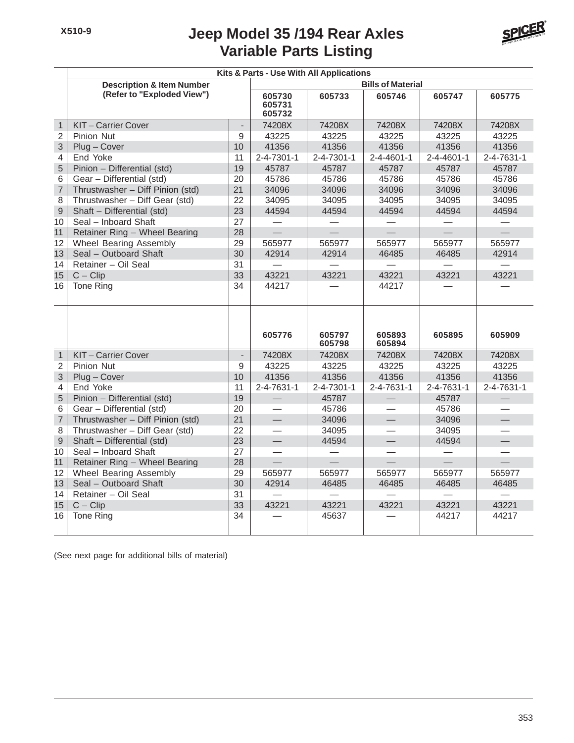# Jeep Model 35 /194 Rear Axles
## Variable Parts Listing

X510-9

| | Kits & Parts - Use With All Applications | | | | | | |
|---|---|---|---|---|---|---|---|
| | Description & Item Number (Refer to "Exploded View") | | Bills of Material | | | | |
| | | | 605730 605731 605732 | 605733 | 605746 | 605747 | 605775 |
| 1 | KIT – Carrier Cover | - | 74208X | 74208X | 74208X | 74208X | 74208X |
| 2 | Pinion Nut | 9 | 43225 | 43225 | 43225 | 43225 | 43225 |
| 3 | Plug – Cover | 10 | 41356 | 41356 | 41356 | 41356 | 41356 |
| 4 | End Yoke | 11 | 2-4-7301-1 | 2-4-7301-1 | 2-4-4601-1 | 2-4-4601-1 | 2-4-7631-1 |
| 5 | Pinion – Differential (std) | 19 | 45787 | 45787 | 45787 | 45787 | 45787 |
| 6 | Gear – Differential (std) | 20 | 45786 | 45786 | 45786 | 45786 | 45786 |
| 7 | Thrustwasher – Diff Pinion (std) | 21 | 34096 | 34096 | 34096 | 34096 | 34096 |
| 8 | Thrustwasher – Diff Gear (std) | 22 | 34095 | 34095 | 34095 | 34095 | 34095 |
| 9 | Shaft – Differential (std) | 23 | 44594 | 44594 | 44594 | 44594 | 44594 |
| 10 | Seal – Inboard Shaft | 27 | — | — | — | — | — |
| 11 | Retainer Ring – Wheel Bearing | 28 | — | — | — | — | — |
| 12 | Wheel Bearing Assembly | 29 | 565977 | 565977 | 565977 | 565977 | 565977 |
| 13 | Seal – Outboard Shaft | 30 | 42914 | 42914 | 46485 | 46485 | 42914 |
| 14 | Retainer – Oil Seal | 31 | — | — | — | — | — |
| 15 | C – Clip | 33 | 43221 | 43221 | 43221 | 43221 | 43221 |
| 16 | Tone Ring | 34 | 44217 | — | 44217 | — | — |
| | | | 605776 | 605797 605798 | 605893 605894 | 605895 | 605909 |
| 1 | KIT – Carrier Cover | - | 74208X | 74208X | 74208X | 74208X | 74208X |
| 2 | Pinion Nut | 9 | 43225 | 43225 | 43225 | 43225 | 43225 |
| 3 | Plug – Cover | 10 | 41356 | 41356 | 41356 | 41356 | 41356 |
| 4 | End Yoke | 11 | 2-4-7631-1 | 2-4-7301-1 | 2-4-7631-1 | 2-4-7631-1 | 2-4-7631-1 |
| 5 | Pinion – Differential (std) | 19 | — | 45787 | — | 45787 | — |
| 6 | Gear – Differential (std) | 20 | — | 45786 | — | 45786 | — |
| 7 | Thrustwasher – Diff Pinion (std) | 21 | — | 34096 | — | 34096 | — |
| 8 | Thrustwasher – Diff Gear (std) | 22 | — | 34095 | — | 34095 | — |
| 9 | Shaft – Differential (std) | 23 | — | 44594 | — | 44594 | — |
| 10 | Seal – Inboard Shaft | 27 | — | — | — | — | — |
| 11 | Retainer Ring – Wheel Bearing | 28 | — | — | — | — | — |
| 12 | Wheel Bearing Assembly | 29 | 565977 | 565977 | 565977 | 565977 | 565977 |
| 13 | Seal – Outboard Shaft | 30 | 42914 | 46485 | 46485 | 46485 | 46485 |
| 14 | Retainer – Oil Seal | 31 | — | — | — | — | — |
| 15 | C – Clip | 33 | 43221 | 43221 | 43221 | 43221 | 43221 |
| 16 | Tone Ring | 34 | — | 45637 | — | 44217 | 44217 |

(See next page for additional bills of material)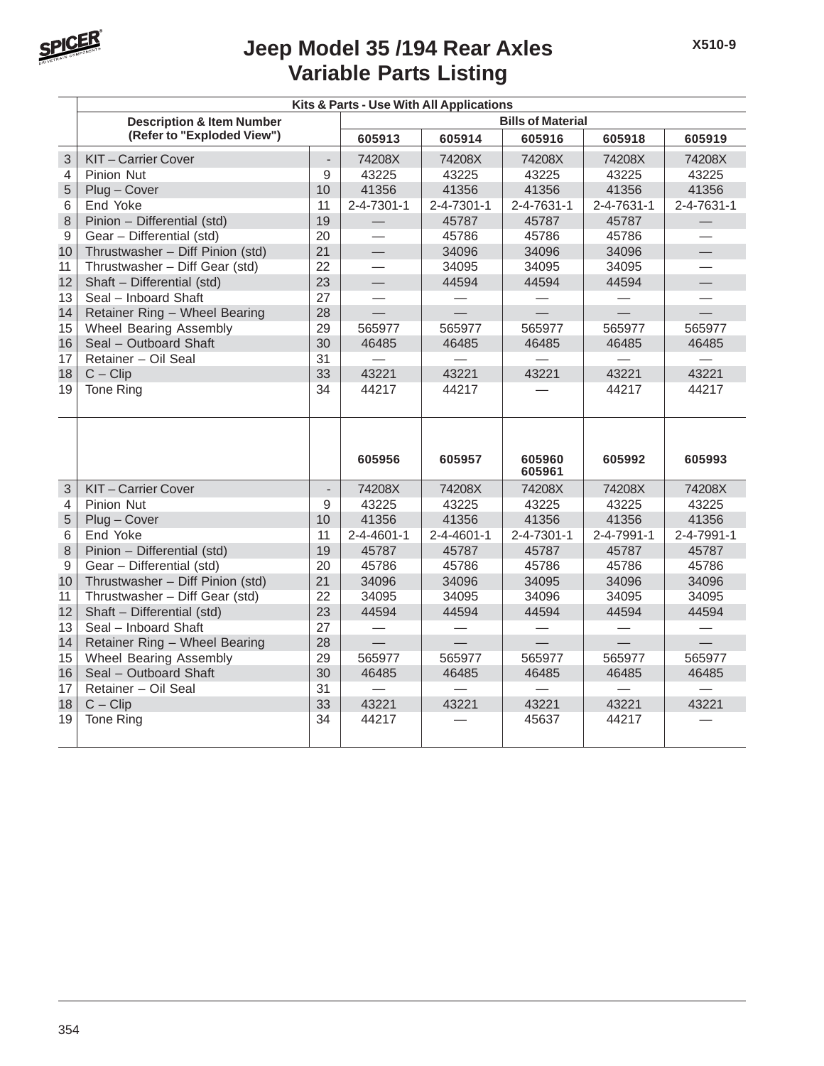# Jeep Model 35 /194 Rear Axles
## Variable Parts Listing

| | Kits & Parts - Use With All Applications | | | | | | |
|---|---|---|---|---|---|---|---|
| | Description & Item Number (Refer to "Exploded View") | | Bills of Material | | | | |
| | | | 605913 | 605914 | 605916 | 605918 | 605919 |
| 3 | KIT – Carrier Cover | - | 74208X | 74208X | 74208X | 74208X | 74208X |
| 4 | Pinion Nut | 9 | 43225 | 43225 | 43225 | 43225 | 43225 |
| 5 | Plug – Cover | 10 | 41356 | 41356 | 41356 | 41356 | 41356 |
| 6 | End Yoke | 11 | 2-4-7301-1 | 2-4-7301-1 | 2-4-7631-1 | 2-4-7631-1 | 2-4-7631-1 |
| 8 | Pinion – Differential (std) | 19 | — | 45787 | 45787 | 45787 | — |
| 9 | Gear – Differential (std) | 20 | — | 45786 | 45786 | 45786 | — |
| 10 | Thrustwasher – Diff Pinion (std) | 21 | — | 34096 | 34096 | 34096 | — |
| 11 | Thrustwasher – Diff Gear (std) | 22 | — | 34095 | 34095 | 34095 | — |
| 12 | Shaft – Differential (std) | 23 | — | 44594 | 44594 | 44594 | — |
| 13 | Seal – Inboard Shaft | 27 | — | — | — | — | — |
| 14 | Retainer Ring – Wheel Bearing | 28 | — | — | — | — | — |
| 15 | Wheel Bearing Assembly | 29 | 565977 | 565977 | 565977 | 565977 | 565977 |
| 16 | Seal – Outboard Shaft | 30 | 46485 | 46485 | 46485 | 46485 | 46485 |
| 17 | Retainer – Oil Seal | 31 | — | — | — | — | — |
| 18 | C – Clip | 33 | 43221 | 43221 | 43221 | 43221 | 43221 |
| 19 | Tone Ring | 34 | 44217 | 44217 | — | 44217 | 44217 |
| | | | 605956 | 605957 | 605960 605961 | 605992 | 605993 |
| 3 | KIT – Carrier Cover | - | 74208X | 74208X | 74208X | 74208X | 74208X |
| 4 | Pinion Nut | 9 | 43225 | 43225 | 43225 | 43225 | 43225 |
| 5 | Plug – Cover | 10 | 41356 | 41356 | 41356 | 41356 | 41356 |
| 6 | End Yoke | 11 | 2-4-4601-1 | 2-4-4601-1 | 2-4-7301-1 | 2-4-7991-1 | 2-4-7991-1 |
| 8 | Pinion – Differential (std) | 19 | 45787 | 45787 | 45787 | 45787 | 45787 |
| 9 | Gear – Differential (std) | 20 | 45786 | 45786 | 45786 | 45786 | 45786 |
| 10 | Thrustwasher – Diff Pinion (std) | 21 | 34096 | 34096 | 34095 | 34096 | 34096 |
| 11 | Thrustwasher – Diff Gear (std) | 22 | 34095 | 34095 | 34096 | 34095 | 34095 |
| 12 | Shaft – Differential (std) | 23 | 44594 | 44594 | 44594 | 44594 | 44594 |
| 13 | Seal – Inboard Shaft | 27 | — | — | — | — | — |
| 14 | Retainer Ring – Wheel Bearing | 28 | — | — | — | — | — |
| 15 | Wheel Bearing Assembly | 29 | 565977 | 565977 | 565977 | 565977 | 565977 |
| 16 | Seal – Outboard Shaft | 30 | 46485 | 46485 | 46485 | 46485 | 46485 |
| 17 | Retainer – Oil Seal | 31 | — | — | — | — | — |
| 18 | C – Clip | 33 | 43221 | 43221 | 43221 | 43221 | 43221 |
| 19 | Tone Ring | 34 | 44217 | — | 45637 | 44217 | — |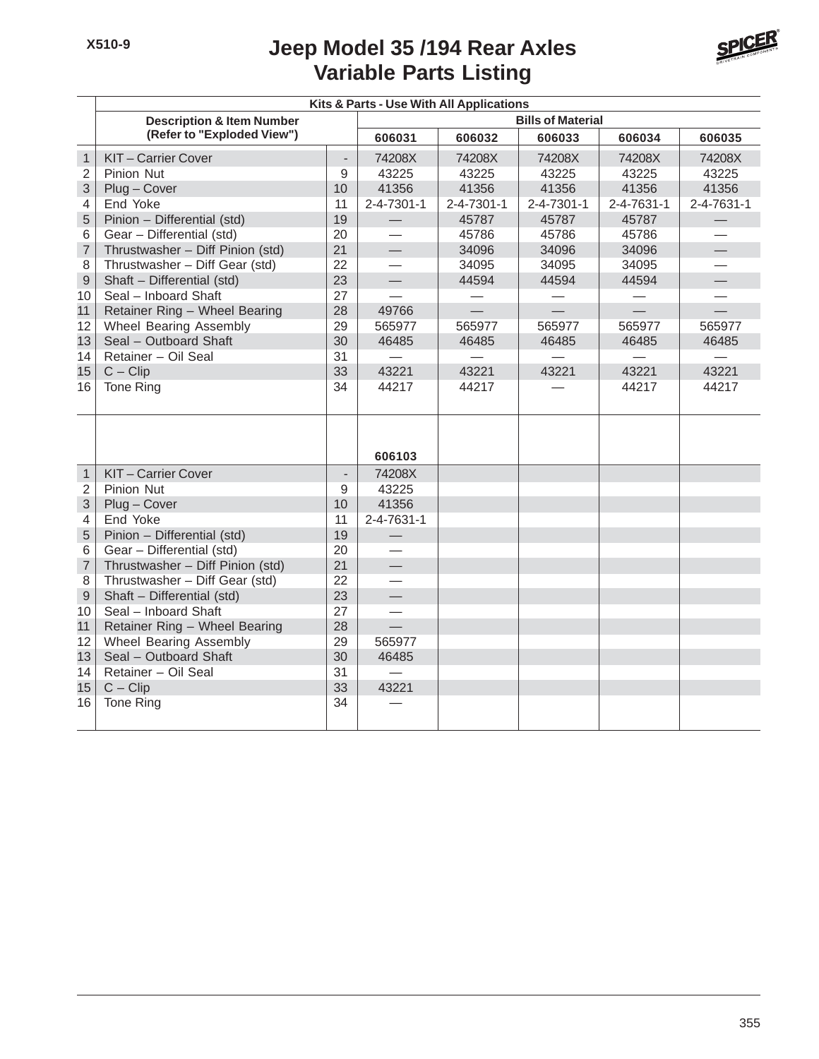# Jeep Model 35 /194 Rear Axles
## Variable Parts Listing

| | Kits & Parts - Use With All Applications | | | | | | |
|---|---|---|---|---|---|---|---|
| | Description & Item Number (Refer to "Exploded View") | | Bills of Material | | | | |
| | | | 606031 | 606032 | 606033 | 606034 | 606035 |
| 1 | KIT – Carrier Cover | - | 74208X | 74208X | 74208X | 74208X | 74208X |
| 2 | Pinion Nut | 9 | 43225 | 43225 | 43225 | 43225 | 43225 |
| 3 | Plug – Cover | 10 | 41356 | 41356 | 41356 | 41356 | 41356 |
| 4 | End Yoke | 11 | 2-4-7301-1 | 2-4-7301-1 | 2-4-7301-1 | 2-4-7631-1 | 2-4-7631-1 |
| 5 | Pinion – Differential (std) | 19 | — | 45787 | 45787 | 45787 | — |
| 6 | Gear – Differential (std) | 20 | — | 45786 | 45786 | 45786 | — |
| 7 | Thrustwasher – Diff Pinion (std) | 21 | — | 34096 | 34096 | 34096 | — |
| 8 | Thrustwasher – Diff Gear (std) | 22 | — | 34095 | 34095 | 34095 | — |
| 9 | Shaft – Differential (std) | 23 | — | 44594 | 44594 | 44594 | — |
| 10 | Seal – Inboard Shaft | 27 | — | — | — | — | — |
| 11 | Retainer Ring – Wheel Bearing | 28 | 49766 | — | — | — | — |
| 12 | Wheel Bearing Assembly | 29 | 565977 | 565977 | 565977 | 565977 | 565977 |
| 13 | Seal – Outboard Shaft | 30 | 46485 | 46485 | 46485 | 46485 | 46485 |
| 14 | Retainer – Oil Seal | 31 | — | — | — | — | — |
| 15 | C – Clip | 33 | 43221 | 43221 | 43221 | 43221 | 43221 |
| 16 | Tone Ring | 34 | 44217 | 44217 | — | 44217 | 44217 |
| | | | 606103 | | | | |
| 1 | KIT – Carrier Cover | - | 74208X | | | | |
| 2 | Pinion Nut | 9 | 43225 | | | | |
| 3 | Plug – Cover | 10 | 41356 | | | | |
| 4 | End Yoke | 11 | 2-4-7631-1 | | | | |
| 5 | Pinion – Differential (std) | 19 | — | | | | |
| 6 | Gear – Differential (std) | 20 | — | | | | |
| 7 | Thrustwasher – Diff Pinion (std) | 21 | — | | | | |
| 8 | Thrustwasher – Diff Gear (std) | 22 | — | | | | |
| 9 | Shaft – Differential (std) | 23 | — | | | | |
| 10 | Seal – Inboard Shaft | 27 | — | | | | |
| 11 | Retainer Ring – Wheel Bearing | 28 | — | | | | |
| 12 | Wheel Bearing Assembly | 29 | 565977 | | | | |
| 13 | Seal – Outboard Shaft | 30 | 46485 | | | | |
| 14 | Retainer – Oil Seal | 31 | — | | | | |
| 15 | C – Clip | 33 | 43221 | | | | |
| 16 | Tone Ring | 34 | — | | | | |